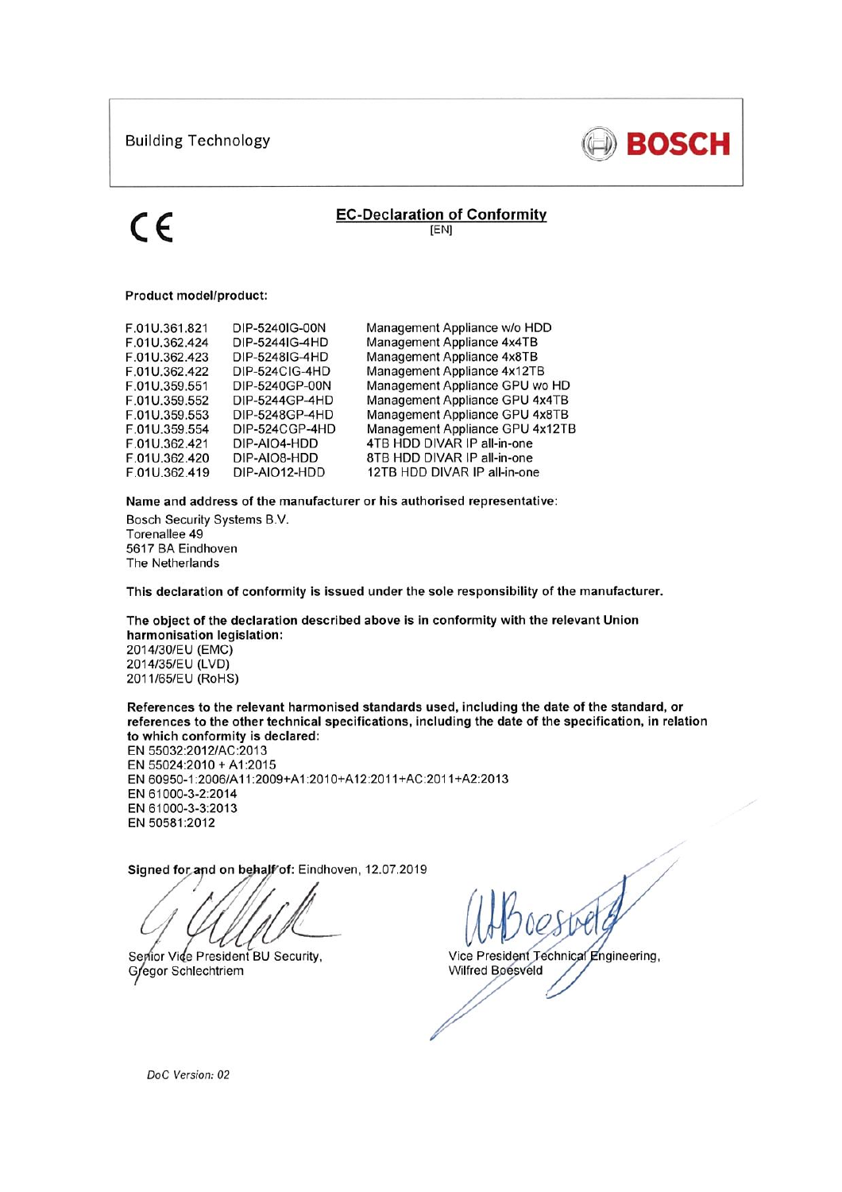Building Technology

BOSCH

CE

## EC-Declaration of Conformity

[EN]

**Product model/product:**

| | | |
|---|---|---|
| F.01U.361.821 | DIP-5240IG-00N | Management Appliance w/o HDD |
| F.01U.362.424 | DIP-5244IG-4HD | Management Appliance 4x4TB |
| F.01U.362.423 | DIP-5248IG-4HD | Management Appliance 4x8TB |
| F.01U.362.422 | DIP-524CIG-4HD | Management Appliance 4x12TB |
| F.01U.359.551 | DIP-5240GP-00N | Management Appliance GPU wo HD |
| F.01U.359.552 | DIP-5244GP-4HD | Management Appliance GPU 4x4TB |
| F.01U.359.553 | DIP-5248GP-4HD | Management Appliance GPU 4x8TB |
| F.01U.359.554 | DIP-524CGP-4HD | Management Appliance GPU 4x12TB |
| F.01U.362.421 | DIP-AIO4-HDD | 4TB HDD DIVAR IP all-in-one |
| F.01U.362.420 | DIP-AIO8-HDD | 8TB HDD DIVAR IP all-in-one |
| F.01U.362.419 | DIP-AIO12-HDD | 12TB HDD DIVAR IP all-in-one |

**Name and address of the manufacturer or his authorised representative:**

Bosch Security Systems B.V.
Torenallee 49
5617 BA Eindhoven
The Netherlands

**This declaration of conformity is issued under the sole responsibility of the manufacturer.**

**The object of the declaration described above is in conformity with the relevant Union harmonisation legislation:**
2014/30/EU (EMC)
2014/35/EU (LVD)
2011/65/EU (RoHS)

**References to the relevant harmonised standards used, including the date of the standard, or references to the other technical specifications, including the date of the specification, in relation to which conformity is declared:**
EN 55032:2012/AC:2013
EN 55024:2010 + A1:2015
EN 60950-1:2006/A11:2009+A1:2010+A12:2011+AC:2011+A2:2013
EN 61000-3-2:2014
EN 61000-3-3:2013
EN 50581:2012

**Signed for and on behalf of:** Eindhoven, 12.07.2019

Senior Vice President BU Security,
Gregor Schlechtriem

Vice President Technical Engineering,
Wilfred Boesveld

*DoC Version: 02*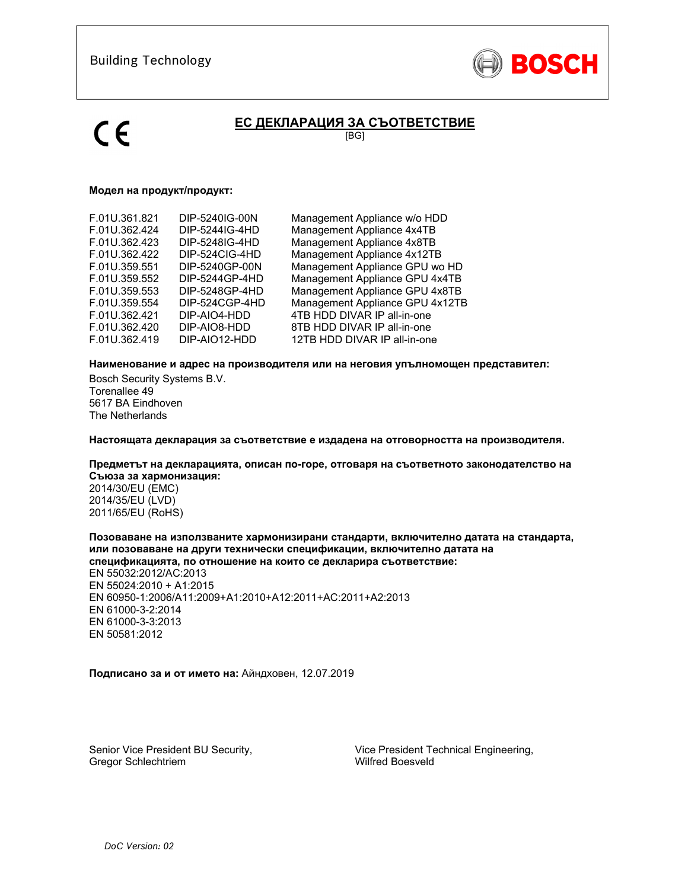Building Technology

BOSCH

# ЕС ДЕКЛАРАЦИЯ ЗА СЪОТВЕТСТВИЕ

[BG]

**Модел на продукт/продукт:**

| | | |
|---|---|---|
| F.01U.361.821 | DIP-5240IG-00N | Management Appliance w/o HDD |
| F.01U.362.424 | DIP-5244IG-4HD | Management Appliance 4x4TB |
| F.01U.362.423 | DIP-5248IG-4HD | Management Appliance 4x8TB |
| F.01U.362.422 | DIP-524CIG-4HD | Management Appliance 4x12TB |
| F.01U.359.551 | DIP-5240GP-00N | Management Appliance GPU wo HD |
| F.01U.359.552 | DIP-5244GP-4HD | Management Appliance GPU 4x4TB |
| F.01U.359.553 | DIP-5248GP-4HD | Management Appliance GPU 4x8TB |
| F.01U.359.554 | DIP-524CGP-4HD | Management Appliance GPU 4x12TB |
| F.01U.362.421 | DIP-AIO4-HDD | 4TB HDD DIVAR IP all-in-one |
| F.01U.362.420 | DIP-AIO8-HDD | 8TB HDD DIVAR IP all-in-one |
| F.01U.362.419 | DIP-AIO12-HDD | 12TB HDD DIVAR IP all-in-one |

**Наименование и адрес на производителя или на неговия упълномощен представител:**

Bosch Security Systems B.V.
Torenallee 49
5617 BA Eindhoven
The Netherlands

**Настоящата декларация за съответствие е издадена на отговорността на производителя.**

**Предметът на декларацията, описан по-горе, отговаря на съответното законодателство на Съюза за хармонизация:**

2014/30/EU (EMC)
2014/35/EU (LVD)
2011/65/EU (RoHS)

**Позоваване на използваните хармонизирани стандарти, включително датата на стандарта, или позоваване на други технически спецификации, включително датата на спецификацията, по отношение на които се декларира съответствие:**

EN 55032:2012/AC:2013
EN 55024:2010 + A1:2015
EN 60950-1:2006/A11:2009+A1:2010+A12:2011+AC:2011+A2:2013
EN 61000-3-2:2014
EN 61000-3-3:2013
EN 50581:2012

**Подписано за и от името на:** Айндховен, 12.07.2019

Senior Vice President BU Security,
Gregor Schlechtriem

Vice President Technical Engineering,
Wilfred Boesveld

*DoC Version: 02*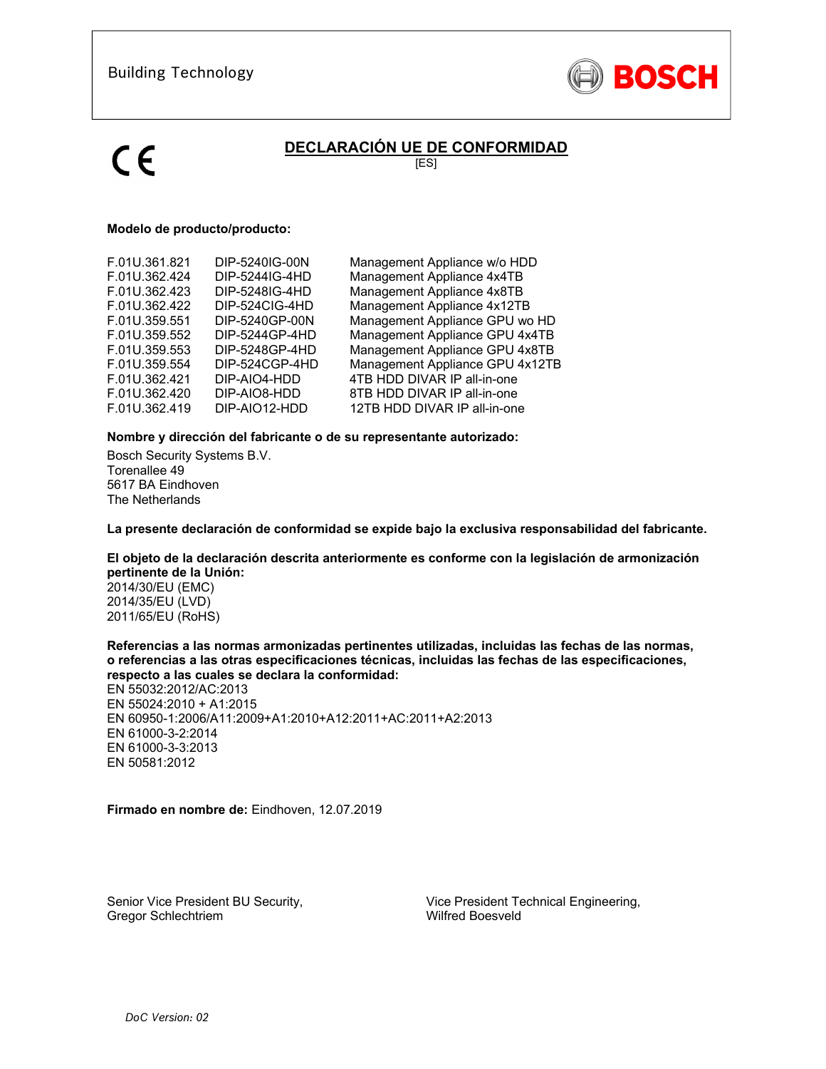Building Technology

BOSCH

CE

# DECLARACIÓN UE DE CONFORMIDAD

[ES]

**Modelo de producto/producto:**

| | | |
|---|---|---|
| F.01U.361.821 | DIP-5240IG-00N | Management Appliance w/o HDD |
| F.01U.362.424 | DIP-5244IG-4HD | Management Appliance 4x4TB |
| F.01U.362.423 | DIP-5248IG-4HD | Management Appliance 4x8TB |
| F.01U.362.422 | DIP-524CIG-4HD | Management Appliance 4x12TB |
| F.01U.359.551 | DIP-5240GP-00N | Management Appliance GPU wo HD |
| F.01U.359.552 | DIP-5244GP-4HD | Management Appliance GPU 4x4TB |
| F.01U.359.553 | DIP-5248GP-4HD | Management Appliance GPU 4x8TB |
| F.01U.359.554 | DIP-524CGP-4HD | Management Appliance GPU 4x12TB |
| F.01U.362.421 | DIP-AIO4-HDD | 4TB HDD DIVAR IP all-in-one |
| F.01U.362.420 | DIP-AIO8-HDD | 8TB HDD DIVAR IP all-in-one |
| F.01U.362.419 | DIP-AIO12-HDD | 12TB HDD DIVAR IP all-in-one |

**Nombre y dirección del fabricante o de su representante autorizado:**

Bosch Security Systems B.V.
Torenallee 49
5617 BA Eindhoven
The Netherlands

**La presente declaración de conformidad se expide bajo la exclusiva responsabilidad del fabricante.**

**El objeto de la declaración descrita anteriormente es conforme con la legislación de armonización pertinente de la Unión:**
2014/30/EU (EMC)
2014/35/EU (LVD)
2011/65/EU (RoHS)

**Referencias a las normas armonizadas pertinentes utilizadas, incluidas las fechas de las normas, o referencias a las otras especificaciones técnicas, incluidas las fechas de las especificaciones, respecto a las cuales se declara la conformidad:**
EN 55032:2012/AC:2013
EN 55024:2010 + A1:2015
EN 60950-1:2006/A11:2009+A1:2010+A12:2011+AC:2011+A2:2013
EN 61000-3-2:2014
EN 61000-3-3:2013
EN 50581:2012

**Firmado en nombre de:** Eindhoven, 12.07.2019

Senior Vice President BU Security,
Gregor Schlechtriem

Vice President Technical Engineering,
Wilfred Boesveld

*DoC Version: 02*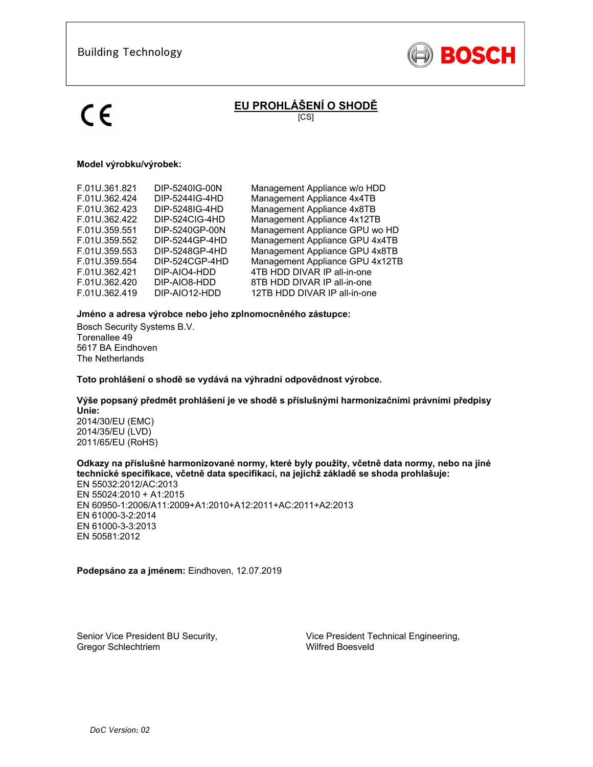Building Technology

BOSCH

CE

# EU PROHLÁŠENÍ O SHODĚ

[CS]

**Model výrobku/výrobek:**

| | | |
|---|---|---|
| F.01U.361.821 | DIP-5240IG-00N | Management Appliance w/o HDD |
| F.01U.362.424 | DIP-5244IG-4HD | Management Appliance 4x4TB |
| F.01U.362.423 | DIP-5248IG-4HD | Management Appliance 4x8TB |
| F.01U.362.422 | DIP-524CIG-4HD | Management Appliance 4x12TB |
| F.01U.359.551 | DIP-5240GP-00N | Management Appliance GPU wo HD |
| F.01U.359.552 | DIP-5244GP-4HD | Management Appliance GPU 4x4TB |
| F.01U.359.553 | DIP-5248GP-4HD | Management Appliance GPU 4x8TB |
| F.01U.359.554 | DIP-524CGP-4HD | Management Appliance GPU 4x12TB |
| F.01U.362.421 | DIP-AIO4-HDD | 4TB HDD DIVAR IP all-in-one |
| F.01U.362.420 | DIP-AIO8-HDD | 8TB HDD DIVAR IP all-in-one |
| F.01U.362.419 | DIP-AIO12-HDD | 12TB HDD DIVAR IP all-in-one |

**Jméno a adresa výrobce nebo jeho zplnomocněného zástupce:**

Bosch Security Systems B.V.
Torenallee 49
5617 BA Eindhoven
The Netherlands

**Toto prohlášení o shodě se vydává na výhradní odpovědnost výrobce.**

**Výše popsaný předmět prohlášení je ve shodě s příslušnými harmonizačními právními předpisy Unie:**

2014/30/EU (EMC)
2014/35/EU (LVD)
2011/65/EU (RoHS)

**Odkazy na příslušné harmonizované normy, které byly použity, včetně data normy, nebo na jiné technické specifikace, včetně data specifikací, na jejichž základě se shoda prohlašuje:**

EN 55032:2012/AC:2013
EN 55024:2010 + A1:2015
EN 60950-1:2006/A11:2009+A1:2010+A12:2011+AC:2011+A2:2013
EN 61000-3-2:2014
EN 61000-3-3:2013
EN 50581:2012

**Podepsáno za a jménem:** Eindhoven, 12.07.2019

Senior Vice President BU Security,
Gregor Schlechtriem

Vice President Technical Engineering,
Wilfred Boesveld

*DoC Version: 02*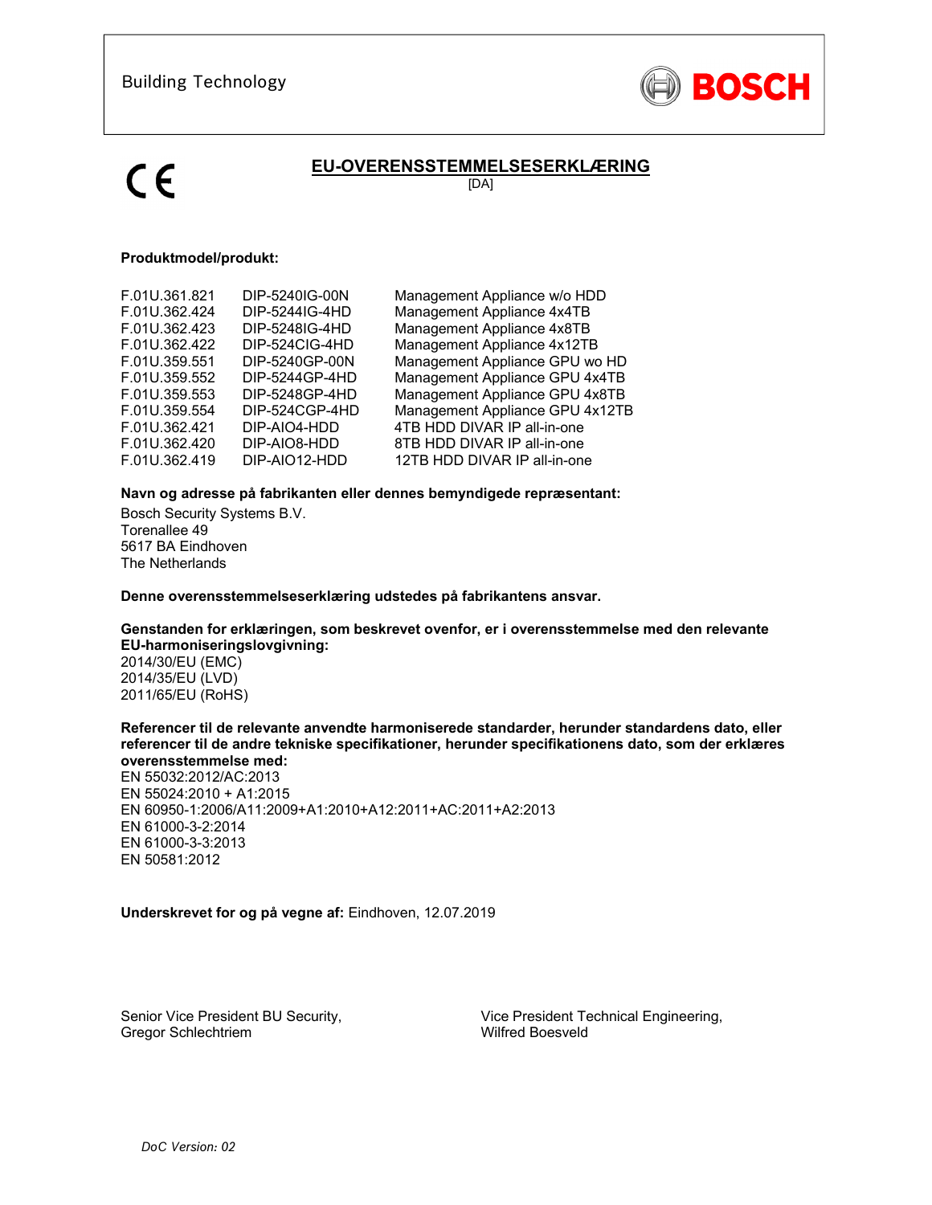Building Technology

BOSCH

CE

# EU-OVERENSSTEMMELSESERKLÆRING

[DA]

**Produktmodel/produkt:**

| | | |
|---|---|---|
| F.01U.361.821 | DIP-5240IG-00N | Management Appliance w/o HDD |
| F.01U.362.424 | DIP-5244IG-4HD | Management Appliance 4x4TB |
| F.01U.362.423 | DIP-5248IG-4HD | Management Appliance 4x8TB |
| F.01U.362.422 | DIP-524CIG-4HD | Management Appliance 4x12TB |
| F.01U.359.551 | DIP-5240GP-00N | Management Appliance GPU wo HD |
| F.01U.359.552 | DIP-5244GP-4HD | Management Appliance GPU 4x4TB |
| F.01U.359.553 | DIP-5248GP-4HD | Management Appliance GPU 4x8TB |
| F.01U.359.554 | DIP-524CGP-4HD | Management Appliance GPU 4x12TB |
| F.01U.362.421 | DIP-AIO4-HDD | 4TB HDD DIVAR IP all-in-one |
| F.01U.362.420 | DIP-AIO8-HDD | 8TB HDD DIVAR IP all-in-one |
| F.01U.362.419 | DIP-AIO12-HDD | 12TB HDD DIVAR IP all-in-one |

**Navn og adresse på fabrikanten eller dennes bemyndigede repræsentant:**

Bosch Security Systems B.V.
Torenallee 49
5617 BA Eindhoven
The Netherlands

**Denne overensstemmelseserklæring udstedes på fabrikantens ansvar.**

**Genstanden for erklæringen, som beskrevet ovenfor, er i overensstemmelse med den relevante EU-harmoniseringslovgivning:**

2014/30/EU (EMC)
2014/35/EU (LVD)
2011/65/EU (RoHS)

**Referencer til de relevante anvendte harmoniserede standarder, herunder standardens dato, eller referencer til de andre tekniske specifikationer, herunder specifikationens dato, som der erklæres overensstemmelse med:**

EN 55032:2012/AC:2013
EN 55024:2010 + A1:2015
EN 60950-1:2006/A11:2009+A1:2010+A12:2011+AC:2011+A2:2013
EN 61000-3-2:2014
EN 61000-3-3:2013
EN 50581:2012

**Underskrevet for og på vegne af:** Eindhoven, 12.07.2019

Senior Vice President BU Security,
Gregor Schlechtriem

Vice President Technical Engineering,
Wilfred Boesveld

*DoC Version: 02*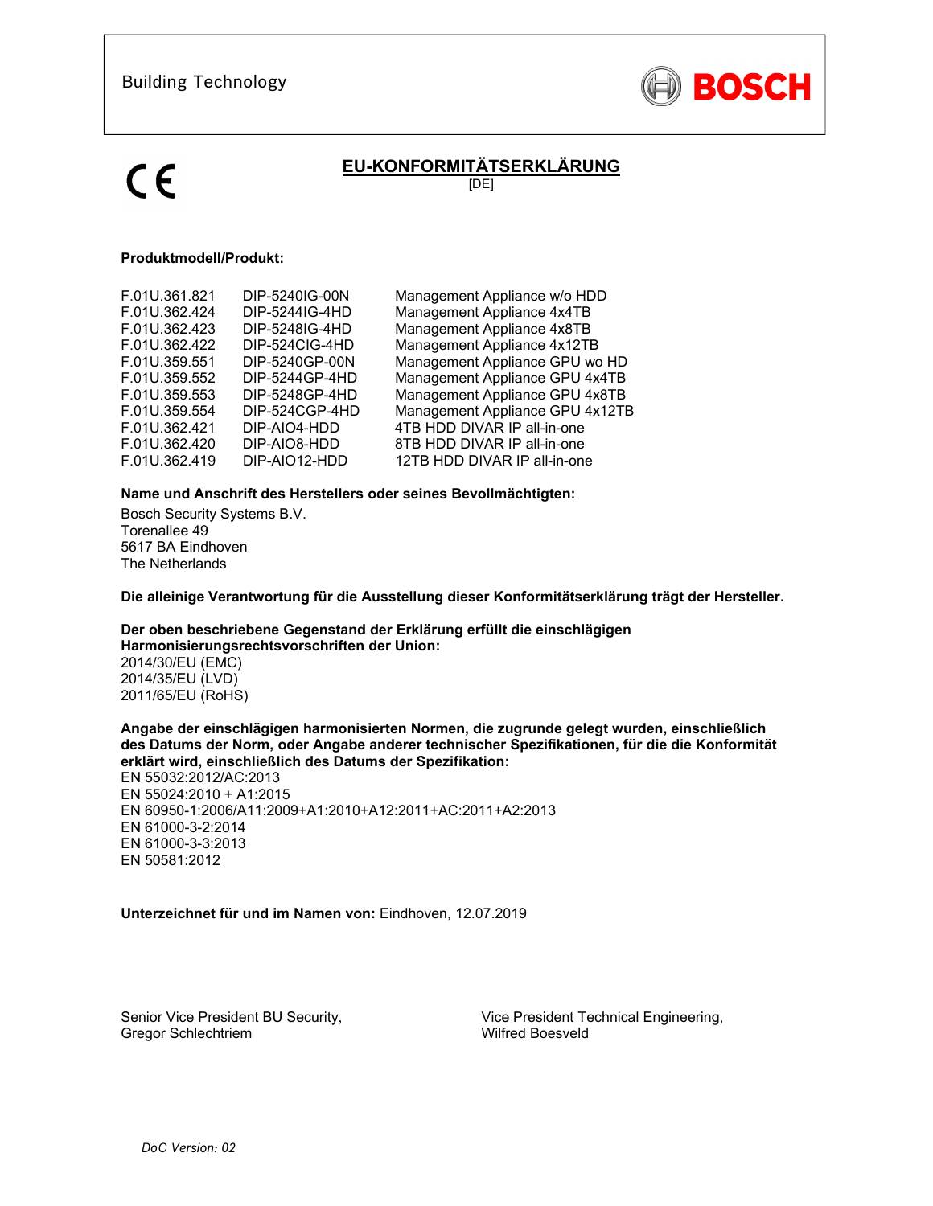Building Technology

BOSCH

CE

# EU-KONFORMITÄTSERKLÄRUNG

[DE]

**Produktmodell/Produkt:**

| | | |
|---|---|---|
| F.01U.361.821 | DIP-5240IG-00N | Management Appliance w/o HDD |
| F.01U.362.424 | DIP-5244IG-4HD | Management Appliance 4x4TB |
| F.01U.362.423 | DIP-5248IG-4HD | Management Appliance 4x8TB |
| F.01U.362.422 | DIP-524CIG-4HD | Management Appliance 4x12TB |
| F.01U.359.551 | DIP-5240GP-00N | Management Appliance GPU wo HD |
| F.01U.359.552 | DIP-5244GP-4HD | Management Appliance GPU 4x4TB |
| F.01U.359.553 | DIP-5248GP-4HD | Management Appliance GPU 4x8TB |
| F.01U.359.554 | DIP-524CGP-4HD | Management Appliance GPU 4x12TB |
| F.01U.362.421 | DIP-AIO4-HDD | 4TB HDD DIVAR IP all-in-one |
| F.01U.362.420 | DIP-AIO8-HDD | 8TB HDD DIVAR IP all-in-one |
| F.01U.362.419 | DIP-AIO12-HDD | 12TB HDD DIVAR IP all-in-one |

**Name und Anschrift des Herstellers oder seines Bevollmächtigten:**

Bosch Security Systems B.V.
Torenallee 49
5617 BA Eindhoven
The Netherlands

**Die alleinige Verantwortung für die Ausstellung dieser Konformitätserklärung trägt der Hersteller.**

**Der oben beschriebene Gegenstand der Erklärung erfüllt die einschlägigen Harmonisierungsrechtsvorschriften der Union:**

2014/30/EU (EMC)
2014/35/EU (LVD)
2011/65/EU (RoHS)

**Angabe der einschlägigen harmonisierten Normen, die zugrunde gelegt wurden, einschließlich des Datums der Norm, oder Angabe anderer technischer Spezifikationen, für die die Konformität erklärt wird, einschließlich des Datums der Spezifikation:**

EN 55032:2012/AC:2013
EN 55024:2010 + A1:2015
EN 60950-1:2006/A11:2009+A1:2010+A12:2011+AC:2011+A2:2013
EN 61000-3-2:2014
EN 61000-3-3:2013
EN 50581:2012

**Unterzeichnet für und im Namen von:** Eindhoven, 12.07.2019

Senior Vice President BU Security,
Gregor Schlechtriem

Vice President Technical Engineering,
Wilfred Boesveld

*DoC Version: 02*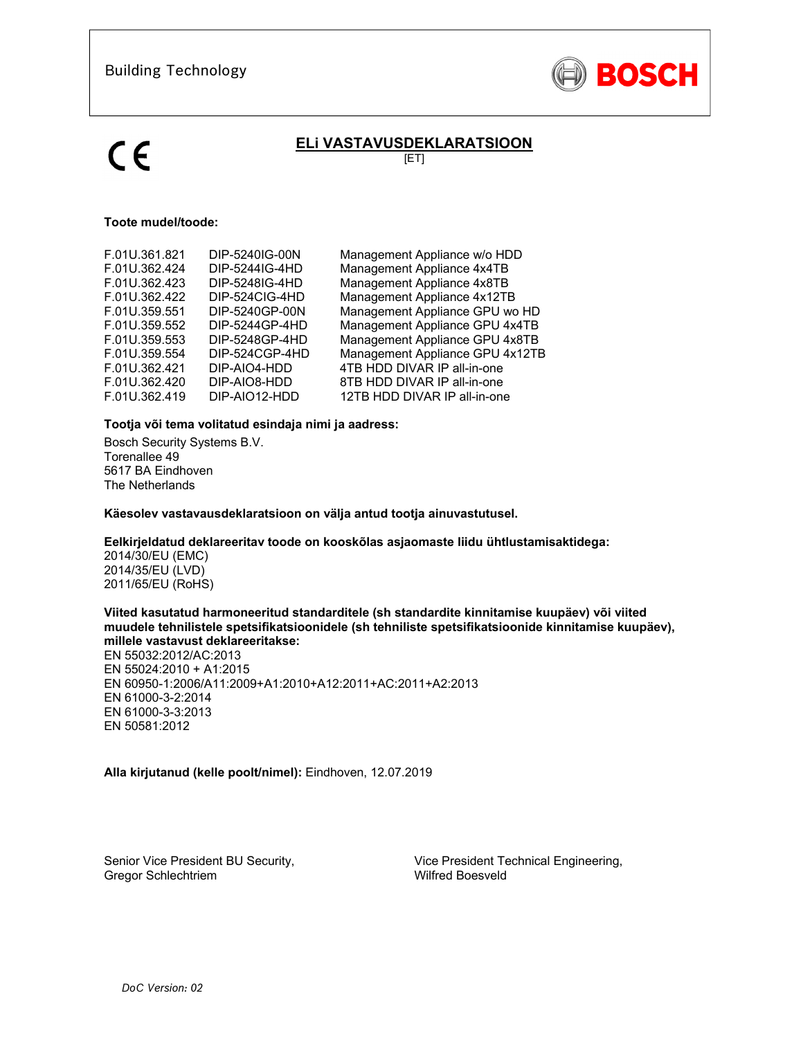Building Technology

BOSCH

CE

# ELi VASTAVUSDEKLARATSIOON

[ET]

**Toote mudel/toode:**

| | | |
|---|---|---|
| F.01U.361.821 | DIP-5240IG-00N | Management Appliance w/o HDD |
| F.01U.362.424 | DIP-5244IG-4HD | Management Appliance 4x4TB |
| F.01U.362.423 | DIP-5248IG-4HD | Management Appliance 4x8TB |
| F.01U.362.422 | DIP-524CIG-4HD | Management Appliance 4x12TB |
| F.01U.359.551 | DIP-5240GP-00N | Management Appliance GPU wo HD |
| F.01U.359.552 | DIP-5244GP-4HD | Management Appliance GPU 4x4TB |
| F.01U.359.553 | DIP-5248GP-4HD | Management Appliance GPU 4x8TB |
| F.01U.359.554 | DIP-524CGP-4HD | Management Appliance GPU 4x12TB |
| F.01U.362.421 | DIP-AIO4-HDD | 4TB HDD DIVAR IP all-in-one |
| F.01U.362.420 | DIP-AIO8-HDD | 8TB HDD DIVAR IP all-in-one |
| F.01U.362.419 | DIP-AIO12-HDD | 12TB HDD DIVAR IP all-in-one |

**Tootja või tema volitatud esindaja nimi ja aadress:**

Bosch Security Systems B.V.
Torenallee 49
5617 BA Eindhoven
The Netherlands

**Käesolev vastavausdeklaratsioon on välja antud tootja ainuvastutusel.**

**Eelkirjeldatud deklareeritav toode on kooskõlas asjaomaste liidu ühtlustamisaktidega:**
2014/30/EU (EMC)
2014/35/EU (LVD)
2011/65/EU (RoHS)

**Viited kasutatud harmoneeritud standarditele (sh standardite kinnitamise kuupäev) või viited muudele tehnilistele spetsifikatsioonidele (sh tehniliste spetsifikatsioonide kinnitamise kuupäev), millele vastavust deklareeritakse:**
EN 55032:2012/AC:2013
EN 55024:2010 + A1:2015
EN 60950-1:2006/A11:2009+A1:2010+A12:2011+AC:2011+A2:2013
EN 61000-3-2:2014
EN 61000-3-3:2013
EN 50581:2012

**Alla kirjutanud (kelle poolt/nimel):** Eindhoven, 12.07.2019

Senior Vice President BU Security,
Gregor Schlechtriem

Vice President Technical Engineering,
Wilfred Boesveld

*DoC Version: 02*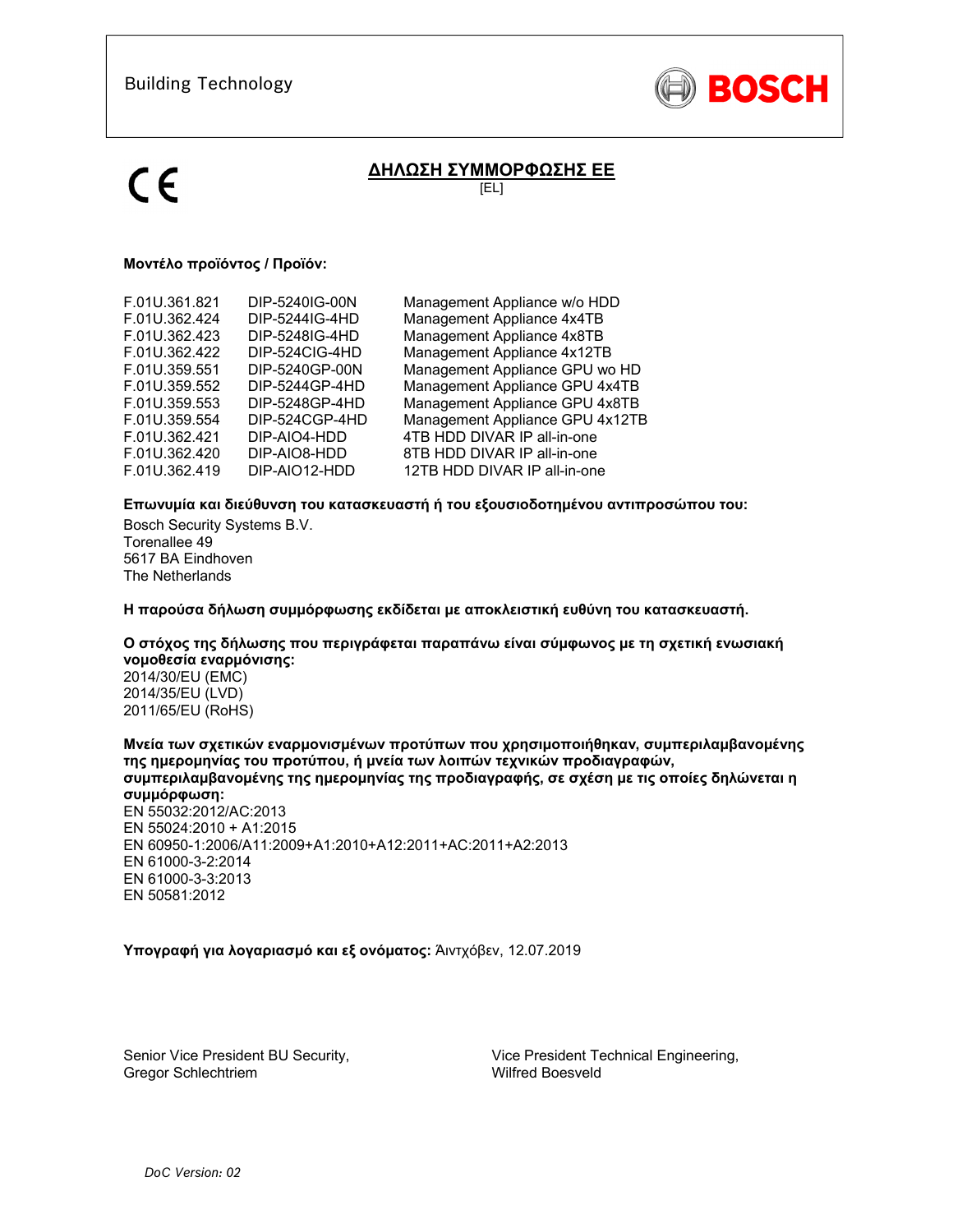Building Technology

BOSCH

CE

# ΔΗΛΩΣΗ ΣΥΜΜΟΡΦΩΣΗΣ ΕΕ

[EL]

**Μοντέλο προϊόντος / Προϊόν:**

| | | |
|---|---|---|
| F.01U.361.821 | DIP-5240IG-00N | Management Appliance w/o HDD |
| F.01U.362.424 | DIP-5244IG-4HD | Management Appliance 4x4TB |
| F.01U.362.423 | DIP-5248IG-4HD | Management Appliance 4x8TB |
| F.01U.362.422 | DIP-524CIG-4HD | Management Appliance 4x12TB |
| F.01U.359.551 | DIP-5240GP-00N | Management Appliance GPU wo HD |
| F.01U.359.552 | DIP-5244GP-4HD | Management Appliance GPU 4x4TB |
| F.01U.359.553 | DIP-5248GP-4HD | Management Appliance GPU 4x8TB |
| F.01U.359.554 | DIP-524CGP-4HD | Management Appliance GPU 4x12TB |
| F.01U.362.421 | DIP-AIO4-HDD | 4TB HDD DIVAR IP all-in-one |
| F.01U.362.420 | DIP-AIO8-HDD | 8TB HDD DIVAR IP all-in-one |
| F.01U.362.419 | DIP-AIO12-HDD | 12TB HDD DIVAR IP all-in-one |

**Επωνυμία και διεύθυνση του κατασκευαστή ή του εξουσιοδοτημένου αντιπροσώπου του:**

Bosch Security Systems B.V.
Torenallee 49
5617 BA Eindhoven
The Netherlands

**Η παρούσα δήλωση συμμόρφωσης εκδίδεται με αποκλειστική ευθύνη του κατασκευαστή.**

**Ο στόχος της δήλωσης που περιγράφεται παραπάνω είναι σύμφωνος με τη σχετική ενωσιακή νομοθεσία εναρμόνισης:**
2014/30/EU (EMC)
2014/35/EU (LVD)
2011/65/EU (RoHS)

**Μνεία των σχετικών εναρμονισμένων προτύπων που χρησιμοποιήθηκαν, συμπεριλαμβανομένης της ημερομηνίας του προτύπου, ή μνεία των λοιπών τεχνικών προδιαγραφών, συμπεριλαμβανομένης της ημερομηνίας της προδιαγραφής, σε σχέση με τις οποίες δηλώνεται η συμμόρφωση:**
EN 55032:2012/AC:2013
EN 55024:2010 + A1:2015
EN 60950-1:2006/A11:2009+A1:2010+A12:2011+AC:2011+A2:2013
EN 61000-3-2:2014
EN 61000-3-3:2013
EN 50581:2012

**Υπογραφή για λογαριασμό και εξ ονόματος:** Άιντχόβεν, 12.07.2019

Senior Vice President BU Security,
Gregor Schlechtriem

Vice President Technical Engineering,
Wilfred Boesveld

*DoC Version: 02*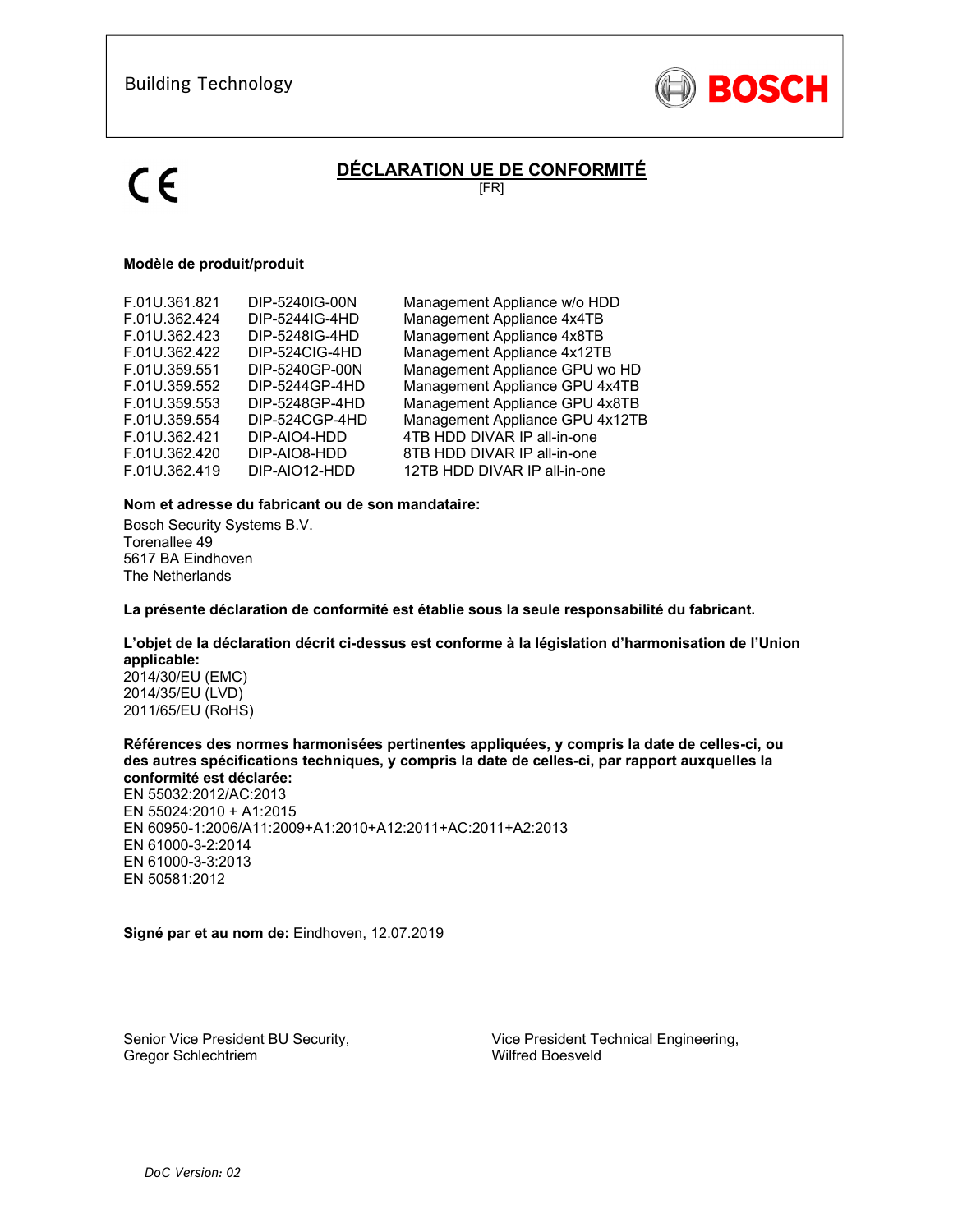Building Technology

BOSCH

CE

# DÉCLARATION UE DE CONFORMITÉ

[FR]

**Modèle de produit/produit**

| | | |
|---|---|---|
| F.01U.361.821 | DIP-5240IG-00N | Management Appliance w/o HDD |
| F.01U.362.424 | DIP-5244IG-4HD | Management Appliance 4x4TB |
| F.01U.362.423 | DIP-5248IG-4HD | Management Appliance 4x8TB |
| F.01U.362.422 | DIP-524CIG-4HD | Management Appliance 4x12TB |
| F.01U.359.551 | DIP-5240GP-00N | Management Appliance GPU wo HD |
| F.01U.359.552 | DIP-5244GP-4HD | Management Appliance GPU 4x4TB |
| F.01U.359.553 | DIP-5248GP-4HD | Management Appliance GPU 4x8TB |
| F.01U.359.554 | DIP-524CGP-4HD | Management Appliance GPU 4x12TB |
| F.01U.362.421 | DIP-AIO4-HDD | 4TB HDD DIVAR IP all-in-one |
| F.01U.362.420 | DIP-AIO8-HDD | 8TB HDD DIVAR IP all-in-one |
| F.01U.362.419 | DIP-AIO12-HDD | 12TB HDD DIVAR IP all-in-one |

**Nom et adresse du fabricant ou de son mandataire:**

Bosch Security Systems B.V.
Torenallee 49
5617 BA Eindhoven
The Netherlands

**La présente déclaration de conformité est établie sous la seule responsabilité du fabricant.**

**L'objet de la déclaration décrit ci-dessus est conforme à la législation d'harmonisation de l'Union applicable:**

2014/30/EU (EMC)
2014/35/EU (LVD)
2011/65/EU (RoHS)

**Références des normes harmonisées pertinentes appliquées, y compris la date de celles-ci, ou des autres spécifications techniques, y compris la date de celles-ci, par rapport auxquelles la conformité est déclarée:**

EN 55032:2012/AC:2013
EN 55024:2010 + A1:2015
EN 60950-1:2006/A11:2009+A1:2010+A12:2011+AC:2011+A2:2013
EN 61000-3-2:2014
EN 61000-3-3:2013
EN 50581:2012

**Signé par et au nom de:** Eindhoven, 12.07.2019

Senior Vice President BU Security,
Gregor Schlechtriem

Vice President Technical Engineering,
Wilfred Boesveld

*DoC Version: 02*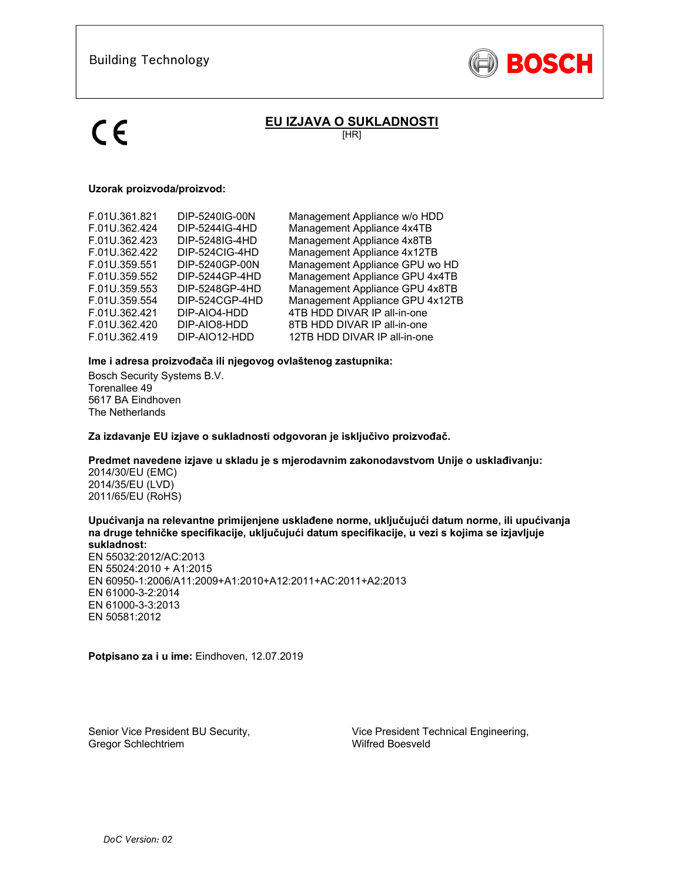Building Technology

BOSCH

CE

# EU IZJAVA O SUKLADNOSTI

[HR]

**Uzorak proizvoda/proizvod:**

| | | |
|---|---|---|
| F.01U.361.821 | DIP-5240IG-00N | Management Appliance w/o HDD |
| F.01U.362.424 | DIP-5244IG-4HD | Management Appliance 4x4TB |
| F.01U.362.423 | DIP-5248IG-4HD | Management Appliance 4x8TB |
| F.01U.362.422 | DIP-524CIG-4HD | Management Appliance 4x12TB |
| F.01U.359.551 | DIP-5240GP-00N | Management Appliance GPU wo HD |
| F.01U.359.552 | DIP-5244GP-4HD | Management Appliance GPU 4x4TB |
| F.01U.359.553 | DIP-5248GP-4HD | Management Appliance GPU 4x8TB |
| F.01U.359.554 | DIP-524CGP-4HD | Management Appliance GPU 4x12TB |
| F.01U.362.421 | DIP-AIO4-HDD | 4TB HDD DIVAR IP all-in-one |
| F.01U.362.420 | DIP-AIO8-HDD | 8TB HDD DIVAR IP all-in-one |
| F.01U.362.419 | DIP-AIO12-HDD | 12TB HDD DIVAR IP all-in-one |

**Ime i adresa proizvođača ili njegovog ovlaštenog zastupnika:**

Bosch Security Systems B.V.
Torenallee 49
5617 BA Eindhoven
The Netherlands

**Za izdavanje EU izjave o sukladnosti odgovoran je isključivo proizvođač.**

**Predmet navedene izjave u skladu je s mjerodavnim zakonodavstvom Unije o usklađivanju:**
2014/30/EU (EMC)
2014/35/EU (LVD)
2011/65/EU (RoHS)

**Upućivanja na relevantne primijenjene usklađene norme, uključujući datum norme, ili upućivanja na druge tehničke specifikacije, uključujući datum specifikacije, u vezi s kojima se izjavljuje sukladnost:**
EN 55032:2012/AC:2013
EN 55024:2010 + A1:2015
EN 60950-1:2006/A11:2009+A1:2010+A12:2011+AC:2011+A2:2013
EN 61000-3-2:2014
EN 61000-3-3:2013
EN 50581:2012

**Potpisano za i u ime:** Eindhoven, 12.07.2019

Senior Vice President BU Security,
Gregor Schlechtriem

Vice President Technical Engineering,
Wilfred Boesveld

*DoC Version: 02*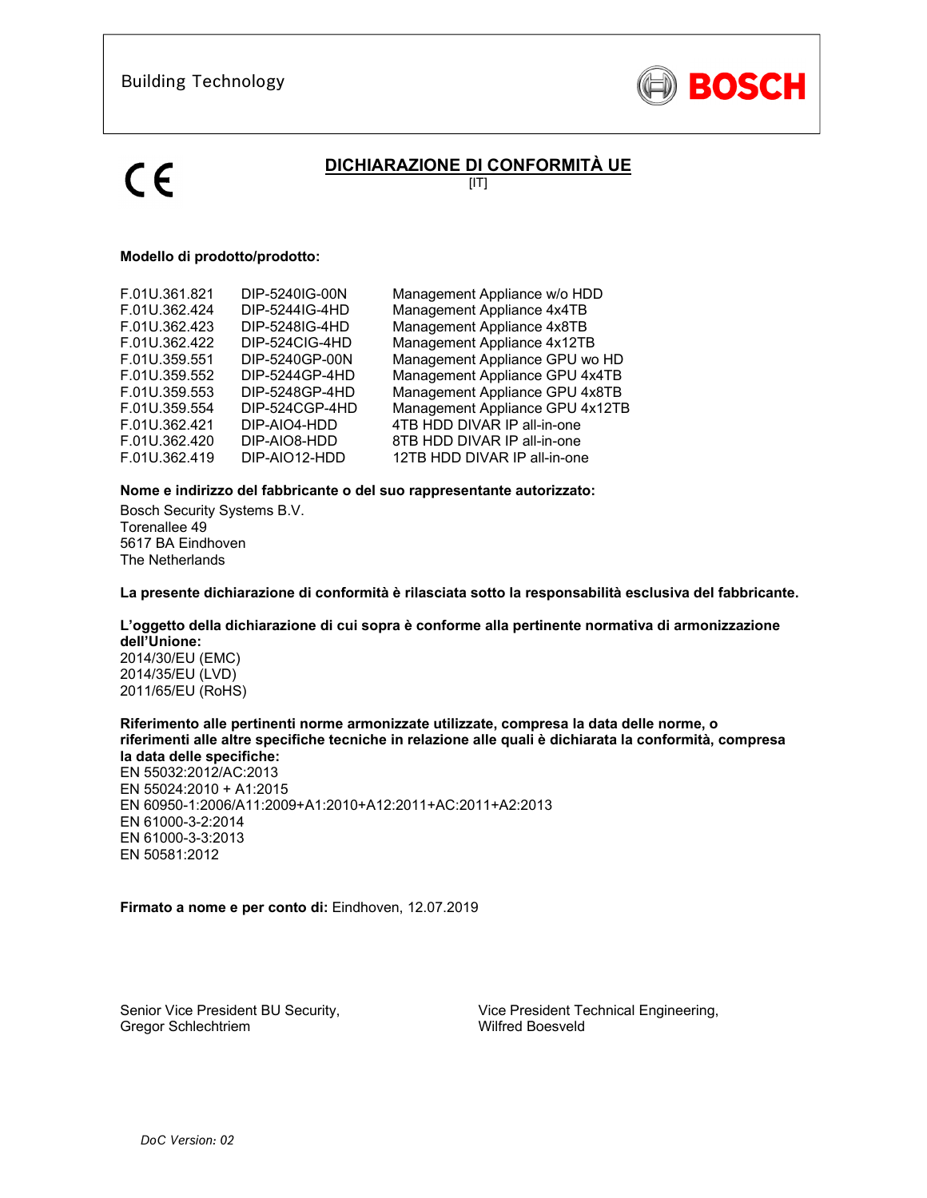Building Technology

BOSCH

CE

# DICHIARAZIONE DI CONFORMITÀ UE

[IT]

**Modello di prodotto/prodotto:**

| | | |
|---|---|---|
| F.01U.361.821 | DIP-5240IG-00N | Management Appliance w/o HDD |
| F.01U.362.424 | DIP-5244IG-4HD | Management Appliance 4x4TB |
| F.01U.362.423 | DIP-5248IG-4HD | Management Appliance 4x8TB |
| F.01U.362.422 | DIP-524CIG-4HD | Management Appliance 4x12TB |
| F.01U.359.551 | DIP-5240GP-00N | Management Appliance GPU wo HD |
| F.01U.359.552 | DIP-5244GP-4HD | Management Appliance GPU 4x4TB |
| F.01U.359.553 | DIP-5248GP-4HD | Management Appliance GPU 4x8TB |
| F.01U.359.554 | DIP-524CGP-4HD | Management Appliance GPU 4x12TB |
| F.01U.362.421 | DIP-AIO4-HDD | 4TB HDD DIVAR IP all-in-one |
| F.01U.362.420 | DIP-AIO8-HDD | 8TB HDD DIVAR IP all-in-one |
| F.01U.362.419 | DIP-AIO12-HDD | 12TB HDD DIVAR IP all-in-one |

**Nome e indirizzo del fabbricante o del suo rappresentante autorizzato:**

Bosch Security Systems B.V.
Torenallee 49
5617 BA Eindhoven
The Netherlands

**La presente dichiarazione di conformità è rilasciata sotto la responsabilità esclusiva del fabbricante.**

**L'oggetto della dichiarazione di cui sopra è conforme alla pertinente normativa di armonizzazione dell'Unione:**

2014/30/EU (EMC)
2014/35/EU (LVD)
2011/65/EU (RoHS)

**Riferimento alle pertinenti norme armonizzate utilizzate, compresa la data delle norme, o riferimenti alle altre specifiche tecniche in relazione alle quali è dichiarata la conformità, compresa la data delle specifiche:**

EN 55032:2012/AC:2013
EN 55024:2010 + A1:2015
EN 60950-1:2006/A11:2009+A1:2010+A12:2011+AC:2011+A2:2013
EN 61000-3-2:2014
EN 61000-3-3:2013
EN 50581:2012

**Firmato a nome e per conto di:** Eindhoven, 12.07.2019

Senior Vice President BU Security,
Gregor Schlechtriem

Vice President Technical Engineering,
Wilfred Boesveld

*DoC Version: 02*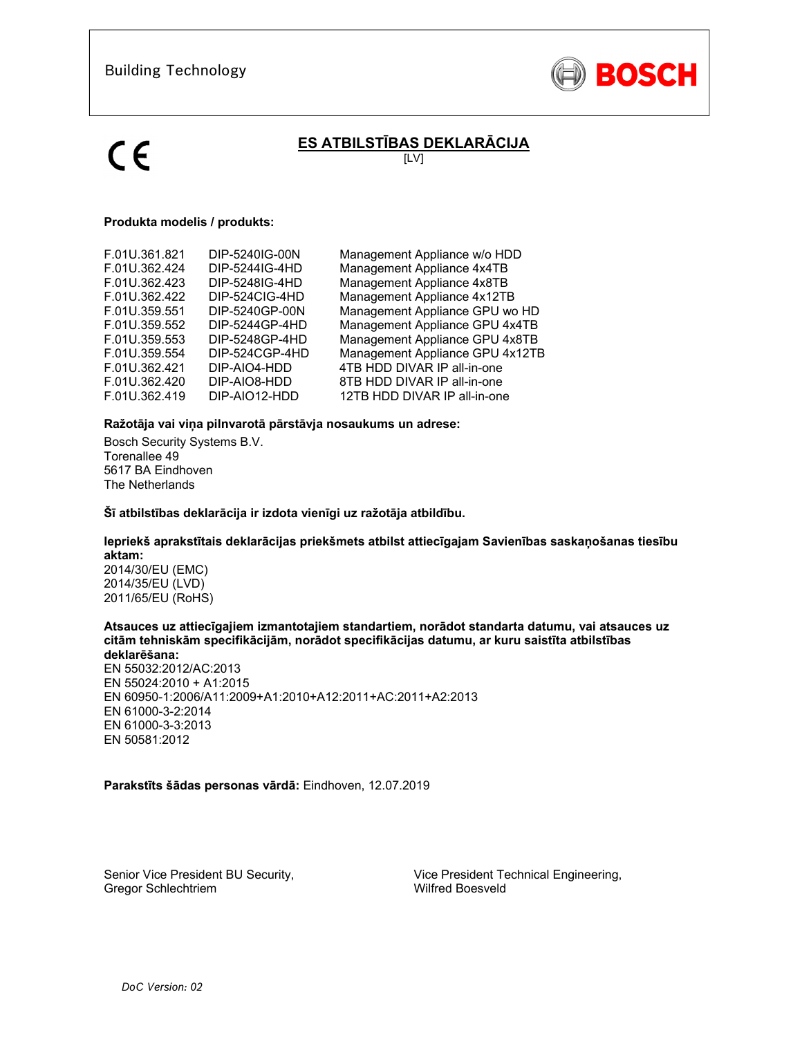Building Technology

BOSCH

CE

## ES ATBILSTĪBAS DEKLARĀCIJA

[LV]

**Produkta modelis / produkts:**

| | | |
|---|---|---|
| F.01U.361.821 | DIP-5240IG-00N | Management Appliance w/o HDD |
| F.01U.362.424 | DIP-5244IG-4HD | Management Appliance 4x4TB |
| F.01U.362.423 | DIP-5248IG-4HD | Management Appliance 4x8TB |
| F.01U.362.422 | DIP-524CIG-4HD | Management Appliance 4x12TB |
| F.01U.359.551 | DIP-5240GP-00N | Management Appliance GPU wo HD |
| F.01U.359.552 | DIP-5244GP-4HD | Management Appliance GPU 4x4TB |
| F.01U.359.553 | DIP-5248GP-4HD | Management Appliance GPU 4x8TB |
| F.01U.359.554 | DIP-524CGP-4HD | Management Appliance GPU 4x12TB |
| F.01U.362.421 | DIP-AIO4-HDD | 4TB HDD DIVAR IP all-in-one |
| F.01U.362.420 | DIP-AIO8-HDD | 8TB HDD DIVAR IP all-in-one |
| F.01U.362.419 | DIP-AIO12-HDD | 12TB HDD DIVAR IP all-in-one |

**Ražotāja vai viņa pilnvarotā pārstāvja nosaukums un adrese:**

Bosch Security Systems B.V.
Torenallee 49
5617 BA Eindhoven
The Netherlands

**Šī atbilstības deklarācija ir izdota vienīgi uz ražotāja atbildību.**

**Iepriekš aprakstītais deklarācijas priekšmets atbilst attiecīgajam Savienības saskaņošanas tiesību aktam:**
2014/30/EU (EMC)
2014/35/EU (LVD)
2011/65/EU (RoHS)

**Atsauces uz attiecīgajiem izmantotajiem standartiem, norādot standarta datumu, vai atsauces uz citām tehniskām specifikācijām, norādot specifikācijas datumu, ar kuru saistīta atbilstības deklarēšana:**
EN 55032:2012/AC:2013
EN 55024:2010 + A1:2015
EN 60950-1:2006/A11:2009+A1:2010+A12:2011+AC:2011+A2:2013
EN 61000-3-2:2014
EN 61000-3-3:2013
EN 50581:2012

**Parakstīts šādas personas vārdā:** Eindhoven, 12.07.2019

Senior Vice President BU Security,
Gregor Schlechtriem

Vice President Technical Engineering,
Wilfred Boesveld

*DoC Version: 02*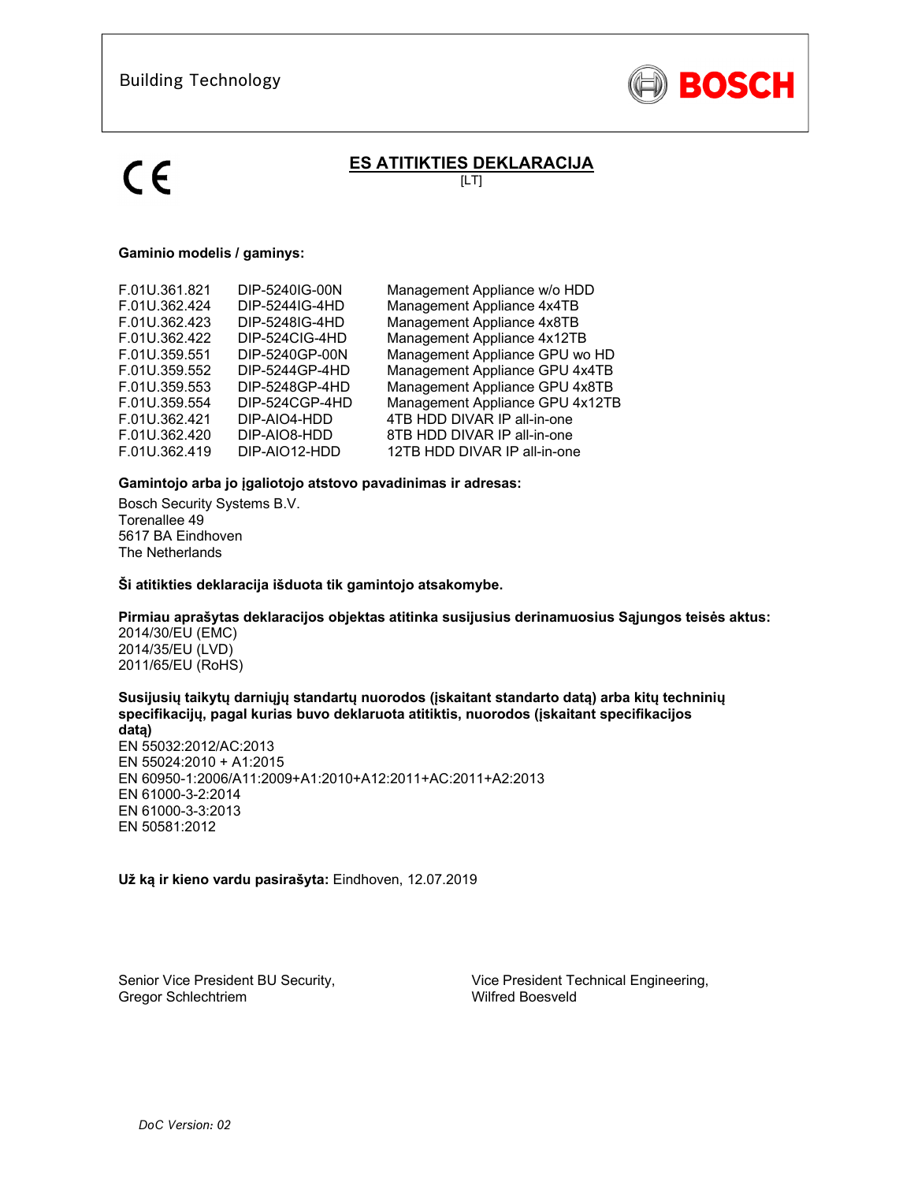Building Technology

BOSCH

CE

# ES ATITIKTIES DEKLARACIJA

[LT]

**Gaminio modelis / gaminys:**

| | | |
|---|---|---|
| F.01U.361.821 | DIP-5240IG-00N | Management Appliance w/o HDD |
| F.01U.362.424 | DIP-5244IG-4HD | Management Appliance 4x4TB |
| F.01U.362.423 | DIP-5248IG-4HD | Management Appliance 4x8TB |
| F.01U.362.422 | DIP-524CIG-4HD | Management Appliance 4x12TB |
| F.01U.359.551 | DIP-5240GP-00N | Management Appliance GPU wo HD |
| F.01U.359.552 | DIP-5244GP-4HD | Management Appliance GPU 4x4TB |
| F.01U.359.553 | DIP-5248GP-4HD | Management Appliance GPU 4x8TB |
| F.01U.359.554 | DIP-524CGP-4HD | Management Appliance GPU 4x12TB |
| F.01U.362.421 | DIP-AIO4-HDD | 4TB HDD DIVAR IP all-in-one |
| F.01U.362.420 | DIP-AIO8-HDD | 8TB HDD DIVAR IP all-in-one |
| F.01U.362.419 | DIP-AIO12-HDD | 12TB HDD DIVAR IP all-in-one |

**Gamintojo arba jo įgaliotojo atstovo pavadinimas ir adresas:**

Bosch Security Systems B.V.
Torenallee 49
5617 BA Eindhoven
The Netherlands

**Ši atitikties deklaracija išduota tik gamintojo atsakomybe.**

**Pirmiau aprašytas deklaracijos objektas atitinka susijusius derinamuosius Sąjungos teisės aktus:**
2014/30/EU (EMC)
2014/35/EU (LVD)
2011/65/EU (RoHS)

**Susijusių taikytų darniųjų standartų nuorodos (įskaitant standarto datą) arba kitų techninių specifikacijų, pagal kurias buvo deklaruota atitiktis, nuorodos (įskaitant specifikacijos datą)**
EN 55032:2012/AC:2013
EN 55024:2010 + A1:2015
EN 60950-1:2006/A11:2009+A1:2010+A12:2011+AC:2011+A2:2013
EN 61000-3-2:2014
EN 61000-3-3:2013
EN 50581:2012

**Už ką ir kieno vardu pasirašyta:** Eindhoven, 12.07.2019

Senior Vice President BU Security,
Gregor Schlechtriem

Vice President Technical Engineering,
Wilfred Boesveld

*DoC Version: 02*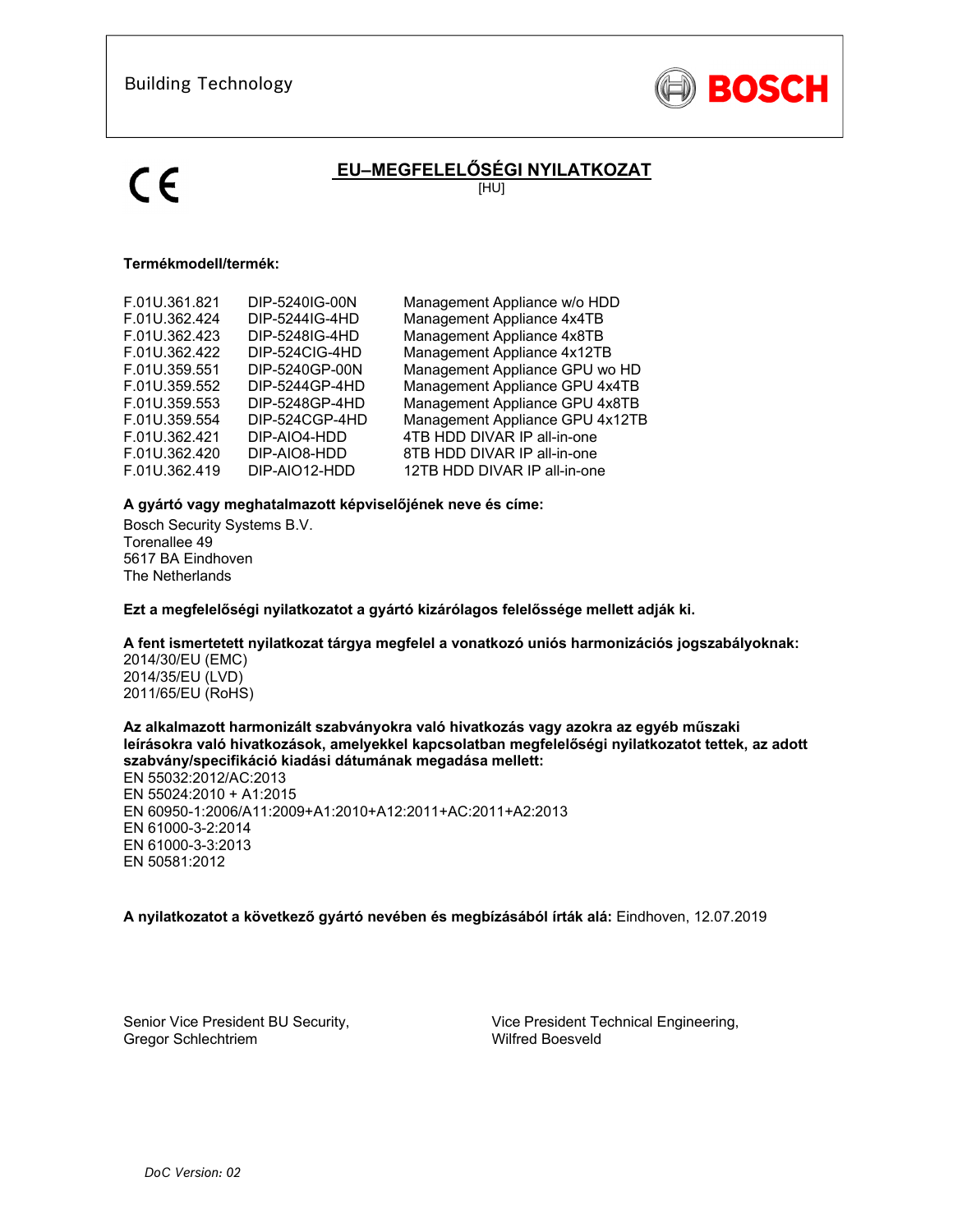Building Technology

BOSCH

CE

# EU–MEGFELELŐSÉGI NYILATKOZAT

[HU]

**Termékmodell/termék:**

| | | |
|---|---|---|
| F.01U.361.821 | DIP-5240IG-00N | Management Appliance w/o HDD |
| F.01U.362.424 | DIP-5244IG-4HD | Management Appliance 4x4TB |
| F.01U.362.423 | DIP-5248IG-4HD | Management Appliance 4x8TB |
| F.01U.362.422 | DIP-524CIG-4HD | Management Appliance 4x12TB |
| F.01U.359.551 | DIP-5240GP-00N | Management Appliance GPU wo HD |
| F.01U.359.552 | DIP-5244GP-4HD | Management Appliance GPU 4x4TB |
| F.01U.359.553 | DIP-5248GP-4HD | Management Appliance GPU 4x8TB |
| F.01U.359.554 | DIP-524CGP-4HD | Management Appliance GPU 4x12TB |
| F.01U.362.421 | DIP-AIO4-HDD | 4TB HDD DIVAR IP all-in-one |
| F.01U.362.420 | DIP-AIO8-HDD | 8TB HDD DIVAR IP all-in-one |
| F.01U.362.419 | DIP-AIO12-HDD | 12TB HDD DIVAR IP all-in-one |

**A gyártó vagy meghatalmazott képviselőjének neve és címe:**

Bosch Security Systems B.V.
Torenallee 49
5617 BA Eindhoven
The Netherlands

**Ezt a megfelelőségi nyilatkozatot a gyártó kizárólagos felelőssége mellett adják ki.**

**A fent ismertetett nyilatkozat tárgya megfelel a vonatkozó uniós harmonizációs jogszabályoknak:**
2014/30/EU (EMC)
2014/35/EU (LVD)
2011/65/EU (RoHS)

**Az alkalmazott harmonizált szabványokra való hivatkozás vagy azokra az egyéb műszaki leírásokra való hivatkozások, amelyekkel kapcsolatban megfelelőségi nyilatkozatot tettek, az adott szabvány/specifikáció kiadási dátumának megadása mellett:**
EN 55032:2012/AC:2013
EN 55024:2010 + A1:2015
EN 60950-1:2006/A11:2009+A1:2010+A12:2011+AC:2011+A2:2013
EN 61000-3-2:2014
EN 61000-3-3:2013
EN 50581:2012

**A nyilatkozatot a következő gyártó nevében és megbízásából írták alá:** Eindhoven, 12.07.2019

Senior Vice President BU Security,
Gregor Schlechtriem

Vice President Technical Engineering,
Wilfred Boesveld

*DoC Version: 02*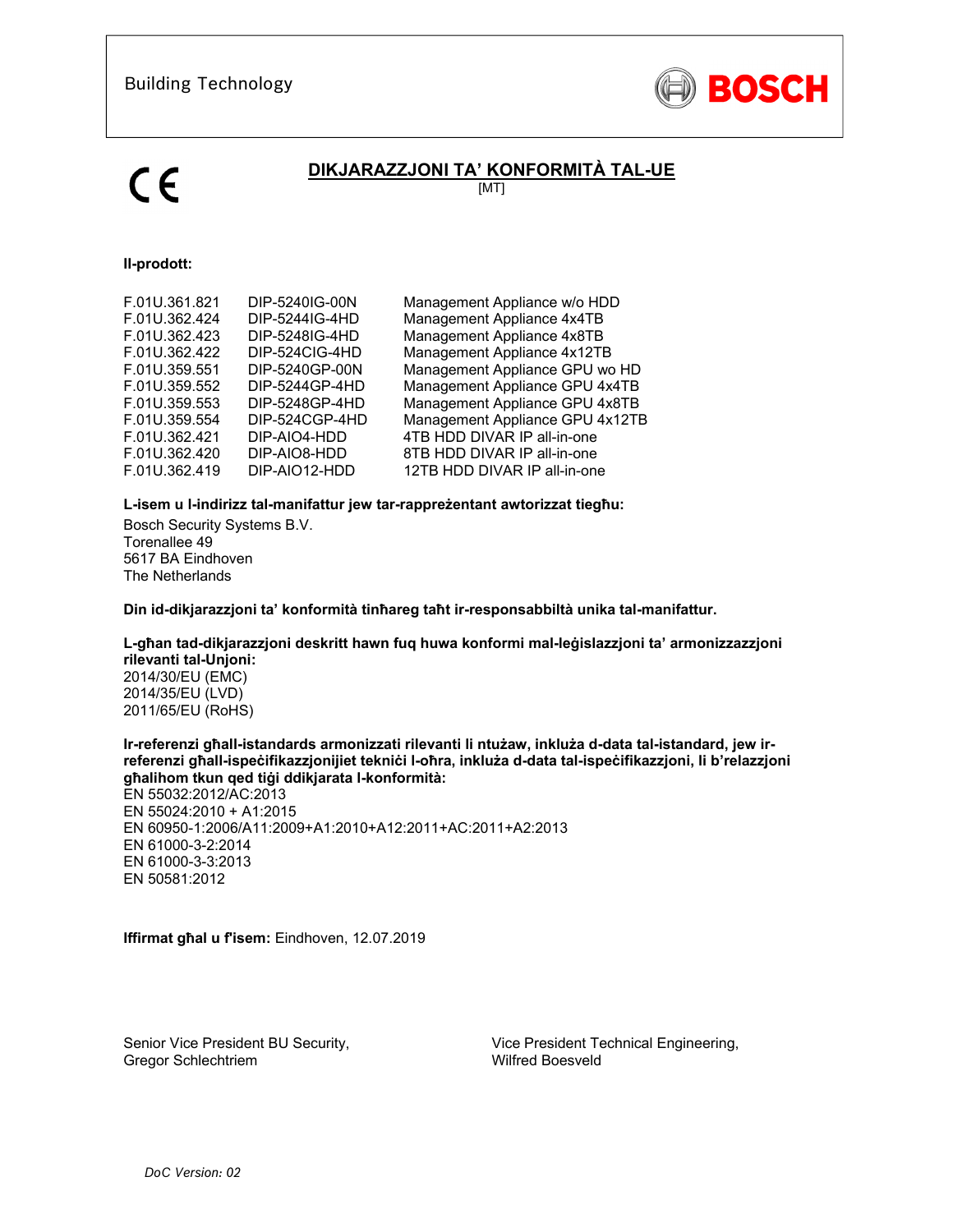Building Technology

BOSCH

CE

# DIKJARAZZJONI TA' KONFORMITÀ TAL-UE

[MT]

**Il-prodott:**

| | | |
|---|---|---|
| F.01U.361.821 | DIP-5240IG-00N | Management Appliance w/o HDD |
| F.01U.362.424 | DIP-5244IG-4HD | Management Appliance 4x4TB |
| F.01U.362.423 | DIP-5248IG-4HD | Management Appliance 4x8TB |
| F.01U.362.422 | DIP-524CIG-4HD | Management Appliance 4x12TB |
| F.01U.359.551 | DIP-5240GP-00N | Management Appliance GPU wo HD |
| F.01U.359.552 | DIP-5244GP-4HD | Management Appliance GPU 4x4TB |
| F.01U.359.553 | DIP-5248GP-4HD | Management Appliance GPU 4x8TB |
| F.01U.359.554 | DIP-524CGP-4HD | Management Appliance GPU 4x12TB |
| F.01U.362.421 | DIP-AIO4-HDD | 4TB HDD DIVAR IP all-in-one |
| F.01U.362.420 | DIP-AIO8-HDD | 8TB HDD DIVAR IP all-in-one |
| F.01U.362.419 | DIP-AIO12-HDD | 12TB HDD DIVAR IP all-in-one |

**L-isem u l-indirizz tal-manifattur jew tar-rappreżentant awtorizzat tiegħu:**

Bosch Security Systems B.V.
Torenallee 49
5617 BA Eindhoven
The Netherlands

**Din id-dikjarazzjoni ta' konformità tinħareg taħt ir-responsabbiltà unika tal-manifattur.**

**L-għan tad-dikjarazzjoni deskritt hawn fuq huwa konformi mal-leġislazzjoni ta' armonizzazzjoni rilevanti tal-Unjoni:**

2014/30/EU (EMC)
2014/35/EU (LVD)
2011/65/EU (RoHS)

**Ir-referenzi għall-istandards armonizzati rilevanti li ntużaw, inkluża d-data tal-istandard, jew ir-referenzi għall-ispeċifikazzjonijiet tekniċi l-oħra, inkluża d-data tal-ispeċifikazzjoni, li b'relazzjoni għalihom tkun qed tiġi ddikjarata l-konformità:**

EN 55032:2012/AC:2013
EN 55024:2010 + A1:2015
EN 60950-1:2006/A11:2009+A1:2010+A12:2011+AC:2011+A2:2013
EN 61000-3-2:2014
EN 61000-3-3:2013
EN 50581:2012

**Iffirmat għal u f'isem:** Eindhoven, 12.07.2019

Senior Vice President BU Security,
Gregor Schlechtriem

Vice President Technical Engineering,
Wilfred Boesveld

*DoC Version: 02*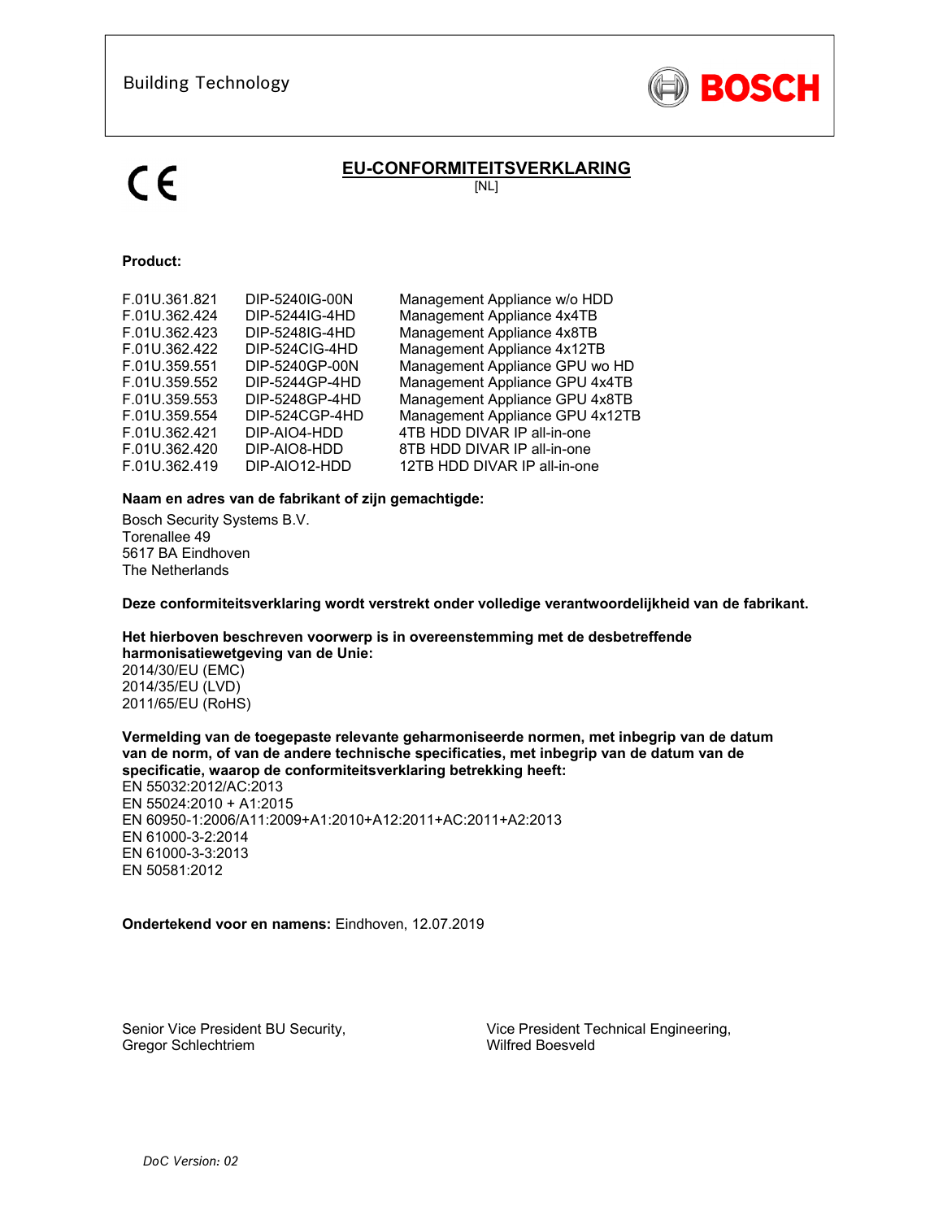Building Technology

BOSCH

CE

# EU-CONFORMITEITSVERKLARING

[NL]

**Product:**

| | | |
|---|---|---|
| F.01U.361.821 | DIP-5240IG-00N | Management Appliance w/o HDD |
| F.01U.362.424 | DIP-5244IG-4HD | Management Appliance 4x4TB |
| F.01U.362.423 | DIP-5248IG-4HD | Management Appliance 4x8TB |
| F.01U.362.422 | DIP-524CIG-4HD | Management Appliance 4x12TB |
| F.01U.359.551 | DIP-5240GP-00N | Management Appliance GPU wo HD |
| F.01U.359.552 | DIP-5244GP-4HD | Management Appliance GPU 4x4TB |
| F.01U.359.553 | DIP-5248GP-4HD | Management Appliance GPU 4x8TB |
| F.01U.359.554 | DIP-524CGP-4HD | Management Appliance GPU 4x12TB |
| F.01U.362.421 | DIP-AIO4-HDD | 4TB HDD DIVAR IP all-in-one |
| F.01U.362.420 | DIP-AIO8-HDD | 8TB HDD DIVAR IP all-in-one |
| F.01U.362.419 | DIP-AIO12-HDD | 12TB HDD DIVAR IP all-in-one |

**Naam en adres van de fabrikant of zijn gemachtigde:**

Bosch Security Systems B.V.
Torenallee 49
5617 BA Eindhoven
The Netherlands

**Deze conformiteitsverklaring wordt verstrekt onder volledige verantwoordelijkheid van de fabrikant.**

**Het hierboven beschreven voorwerp is in overeenstemming met de desbetreffende harmonisatiewetgeving van de Unie:**
2014/30/EU (EMC)
2014/35/EU (LVD)
2011/65/EU (RoHS)

**Vermelding van de toegepaste relevante geharmoniseerde normen, met inbegrip van de datum van de norm, of van de andere technische specificaties, met inbegrip van de datum van de specificatie, waarop de conformiteitsverklaring betrekking heeft:**
EN 55032:2012/AC:2013
EN 55024:2010 + A1:2015
EN 60950-1:2006/A11:2009+A1:2010+A12:2011+AC:2011+A2:2013
EN 61000-3-2:2014
EN 61000-3-3:2013
EN 50581:2012

**Ondertekend voor en namens:** Eindhoven, 12.07.2019

Senior Vice President BU Security,
Gregor Schlechtriem

Vice President Technical Engineering,
Wilfred Boesveld

*DoC Version: 02*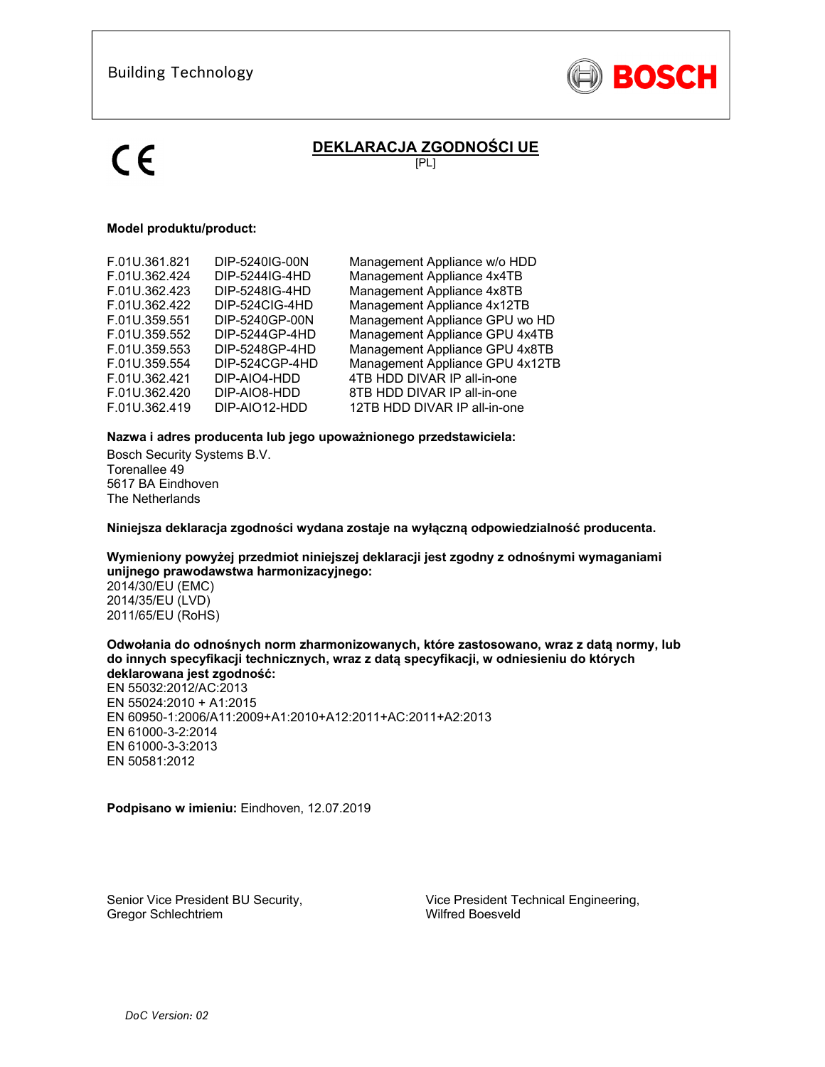Building Technology

BOSCH

CE

# DEKLARACJA ZGODNOŚCI UE

[PL]

**Model produktu/product:**

| | | |
|---|---|---|
| F.01U.361.821 | DIP-5240IG-00N | Management Appliance w/o HDD |
| F.01U.362.424 | DIP-5244IG-4HD | Management Appliance 4x4TB |
| F.01U.362.423 | DIP-5248IG-4HD | Management Appliance 4x8TB |
| F.01U.362.422 | DIP-524CIG-4HD | Management Appliance 4x12TB |
| F.01U.359.551 | DIP-5240GP-00N | Management Appliance GPU wo HD |
| F.01U.359.552 | DIP-5244GP-4HD | Management Appliance GPU 4x4TB |
| F.01U.359.553 | DIP-5248GP-4HD | Management Appliance GPU 4x8TB |
| F.01U.359.554 | DIP-524CGP-4HD | Management Appliance GPU 4x12TB |
| F.01U.362.421 | DIP-AIO4-HDD | 4TB HDD DIVAR IP all-in-one |
| F.01U.362.420 | DIP-AIO8-HDD | 8TB HDD DIVAR IP all-in-one |
| F.01U.362.419 | DIP-AIO12-HDD | 12TB HDD DIVAR IP all-in-one |

**Nazwa i adres producenta lub jego upoważnionego przedstawiciela:**

Bosch Security Systems B.V.
Torenallee 49
5617 BA Eindhoven
The Netherlands

**Niniejsza deklaracja zgodności wydana zostaje na wyłączną odpowiedzialność producenta.**

**Wymieniony powyżej przedmiot niniejszej deklaracji jest zgodny z odnośnymi wymaganiami unijnego prawodawstwa harmonizacyjnego:**
2014/30/EU (EMC)
2014/35/EU (LVD)
2011/65/EU (RoHS)

**Odwołania do odnośnych norm zharmonizowanych, które zastosowano, wraz z datą normy, lub do innych specyfikacji technicznych, wraz z datą specyfikacji, w odniesieniu do których deklarowana jest zgodność:**
EN 55032:2012/AC:2013
EN 55024:2010 + A1:2015
EN 60950-1:2006/A11:2009+A1:2010+A12:2011+AC:2011+A2:2013
EN 61000-3-2:2014
EN 61000-3-3:2013
EN 50581:2012

**Podpisano w imieniu:** Eindhoven, 12.07.2019

Senior Vice President BU Security,
Gregor Schlechtriem

Vice President Technical Engineering,
Wilfred Boesveld

*DoC Version: 02*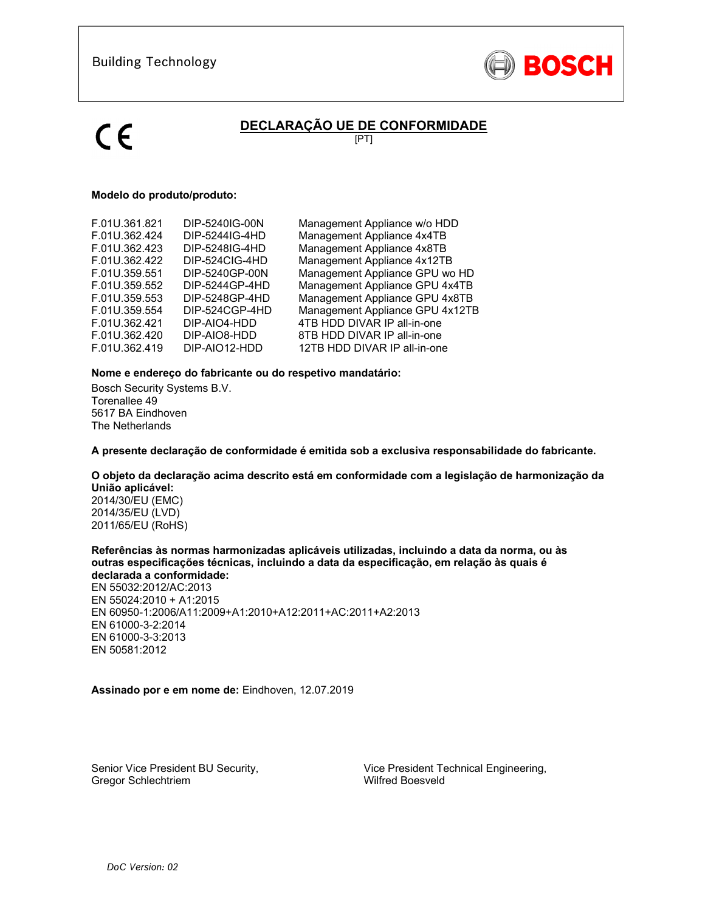Building Technology

BOSCH

CE

# DECLARAÇÃO UE DE CONFORMIDADE

[PT]

**Modelo do produto/produto:**

| | | |
|---|---|---|
| F.01U.361.821 | DIP-5240IG-00N | Management Appliance w/o HDD |
| F.01U.362.424 | DIP-5244IG-4HD | Management Appliance 4x4TB |
| F.01U.362.423 | DIP-5248IG-4HD | Management Appliance 4x8TB |
| F.01U.362.422 | DIP-524CIG-4HD | Management Appliance 4x12TB |
| F.01U.359.551 | DIP-5240GP-00N | Management Appliance GPU wo HD |
| F.01U.359.552 | DIP-5244GP-4HD | Management Appliance GPU 4x4TB |
| F.01U.359.553 | DIP-5248GP-4HD | Management Appliance GPU 4x8TB |
| F.01U.359.554 | DIP-524CGP-4HD | Management Appliance GPU 4x12TB |
| F.01U.362.421 | DIP-AIO4-HDD | 4TB HDD DIVAR IP all-in-one |
| F.01U.362.420 | DIP-AIO8-HDD | 8TB HDD DIVAR IP all-in-one |
| F.01U.362.419 | DIP-AIO12-HDD | 12TB HDD DIVAR IP all-in-one |

**Nome e endereço do fabricante ou do respetivo mandatário:**

Bosch Security Systems B.V.
Torenallee 49
5617 BA Eindhoven
The Netherlands

**A presente declaração de conformidade é emitida sob a exclusiva responsabilidade do fabricante.**

**O objeto da declaração acima descrito está em conformidade com a legislação de harmonização da União aplicável:**
2014/30/EU (EMC)
2014/35/EU (LVD)
2011/65/EU (RoHS)

**Referências às normas harmonizadas aplicáveis utilizadas, incluindo a data da norma, ou às outras especificações técnicas, incluindo a data da especificação, em relação às quais é declarada a conformidade:**
EN 55032:2012/AC:2013
EN 55024:2010 + A1:2015
EN 60950-1:2006/A11:2009+A1:2010+A12:2011+AC:2011+A2:2013
EN 61000-3-2:2014
EN 61000-3-3:2013
EN 50581:2012

**Assinado por e em nome de:** Eindhoven, 12.07.2019

Senior Vice President BU Security,
Gregor Schlechtriem

Vice President Technical Engineering,
Wilfred Boesveld

*DoC Version: 02*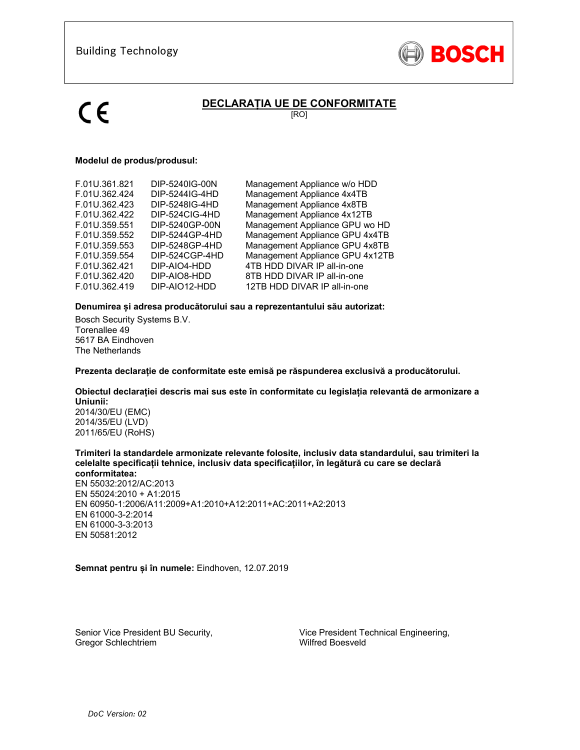Building Technology

BOSCH

CE

# DECLARAȚIA UE DE CONFORMITATE

[RO]

**Modelul de produs/produsul:**

| | | |
|---|---|---|
| F.01U.361.821 | DIP-5240IG-00N | Management Appliance w/o HDD |
| F.01U.362.424 | DIP-5244IG-4HD | Management Appliance 4x4TB |
| F.01U.362.423 | DIP-5248IG-4HD | Management Appliance 4x8TB |
| F.01U.362.422 | DIP-524CIG-4HD | Management Appliance 4x12TB |
| F.01U.359.551 | DIP-5240GP-00N | Management Appliance GPU wo HD |
| F.01U.359.552 | DIP-5244GP-4HD | Management Appliance GPU 4x4TB |
| F.01U.359.553 | DIP-5248GP-4HD | Management Appliance GPU 4x8TB |
| F.01U.359.554 | DIP-524CGP-4HD | Management Appliance GPU 4x12TB |
| F.01U.362.421 | DIP-AIO4-HDD | 4TB HDD DIVAR IP all-in-one |
| F.01U.362.420 | DIP-AIO8-HDD | 8TB HDD DIVAR IP all-in-one |
| F.01U.362.419 | DIP-AIO12-HDD | 12TB HDD DIVAR IP all-in-one |

**Denumirea și adresa producătorului sau a reprezentantului său autorizat:**

Bosch Security Systems B.V.
Torenallee 49
5617 BA Eindhoven
The Netherlands

**Prezenta declarație de conformitate este emisă pe răspunderea exclusivă a producătorului.**

**Obiectul declarației descris mai sus este în conformitate cu legislația relevantă de armonizare a Uniunii:**
2014/30/EU (EMC)
2014/35/EU (LVD)
2011/65/EU (RoHS)

**Trimiteri la standardele armonizate relevante folosite, inclusiv data standardului, sau trimiteri la celelalte specificații tehnice, inclusiv data specificațiilor, în legătură cu care se declară conformitatea:**
EN 55032:2012/AC:2013
EN 55024:2010 + A1:2015
EN 60950-1:2006/A11:2009+A1:2010+A12:2011+AC:2011+A2:2013
EN 61000-3-2:2014
EN 61000-3-3:2013
EN 50581:2012

**Semnat pentru și în numele:** Eindhoven, 12.07.2019

Senior Vice President BU Security,
Gregor Schlechtriem

Vice President Technical Engineering,
Wilfred Boesveld

*DoC Version: 02*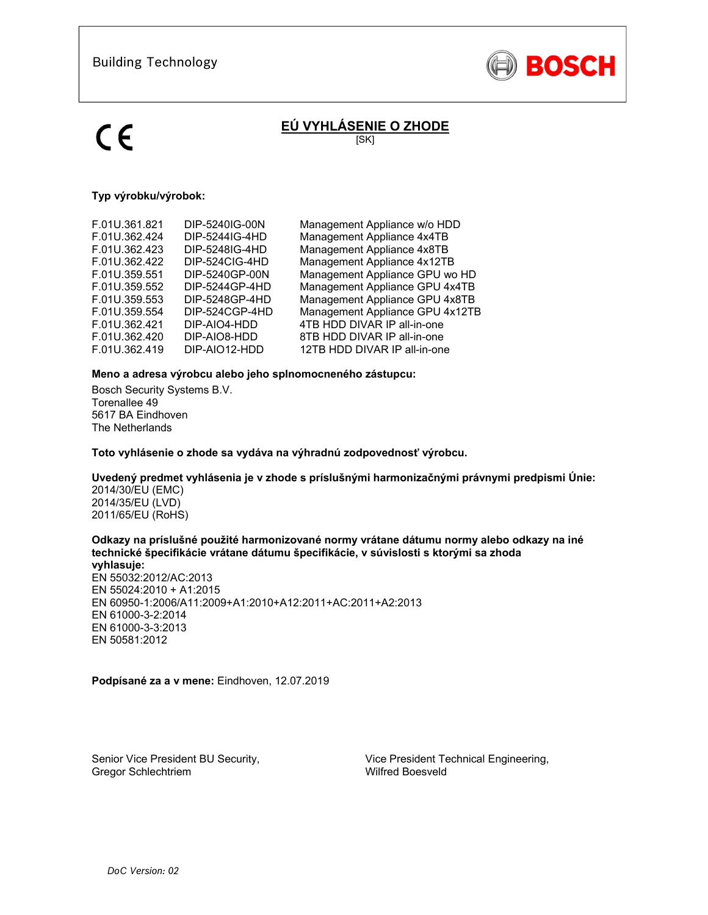Building Technology

BOSCH

CE

## EÚ VYHLÁSENIE O ZHODE

[SK]

**Typ výrobku/výrobok:**

| | | |
|---|---|---|
| F.01U.361.821 | DIP-5240IG-00N | Management Appliance w/o HDD |
| F.01U.362.424 | DIP-5244IG-4HD | Management Appliance 4x4TB |
| F.01U.362.423 | DIP-5248IG-4HD | Management Appliance 4x8TB |
| F.01U.362.422 | DIP-524CIG-4HD | Management Appliance 4x12TB |
| F.01U.359.551 | DIP-5240GP-00N | Management Appliance GPU wo HD |
| F.01U.359.552 | DIP-5244GP-4HD | Management Appliance GPU 4x4TB |
| F.01U.359.553 | DIP-5248GP-4HD | Management Appliance GPU 4x8TB |
| F.01U.359.554 | DIP-524CGP-4HD | Management Appliance GPU 4x12TB |
| F.01U.362.421 | DIP-AIO4-HDD | 4TB HDD DIVAR IP all-in-one |
| F.01U.362.420 | DIP-AIO8-HDD | 8TB HDD DIVAR IP all-in-one |
| F.01U.362.419 | DIP-AIO12-HDD | 12TB HDD DIVAR IP all-in-one |

**Meno a adresa výrobcu alebo jeho splnomocneného zástupcu:**

Bosch Security Systems B.V.
Torenallee 49
5617 BA Eindhoven
The Netherlands

**Toto vyhlásenie o zhode sa vydáva na výhradnú zodpovednosť výrobcu.**

**Uvedený predmet vyhlásenia je v zhode s príslušnými harmonizačnými právnymi predpismi Únie:**
2014/30/EU (EMC)
2014/35/EU (LVD)
2011/65/EU (RoHS)

**Odkazy na príslušné použité harmonizované normy vrátane dátumu normy alebo odkazy na iné technické špecifikácie vrátane dátumu špecifikácie, v súvislosti s ktorými sa zhoda vyhlasuje:**
EN 55032:2012/AC:2013
EN 55024:2010 + A1:2015
EN 60950-1:2006/A11:2009+A1:2010+A12:2011+AC:2011+A2:2013
EN 61000-3-2:2014
EN 61000-3-3:2013
EN 50581:2012

**Podpísané za a v mene:** Eindhoven, 12.07.2019

Senior Vice President BU Security,
Gregor Schlechtriem

Vice President Technical Engineering,
Wilfred Boesveld

*DoC Version: 02*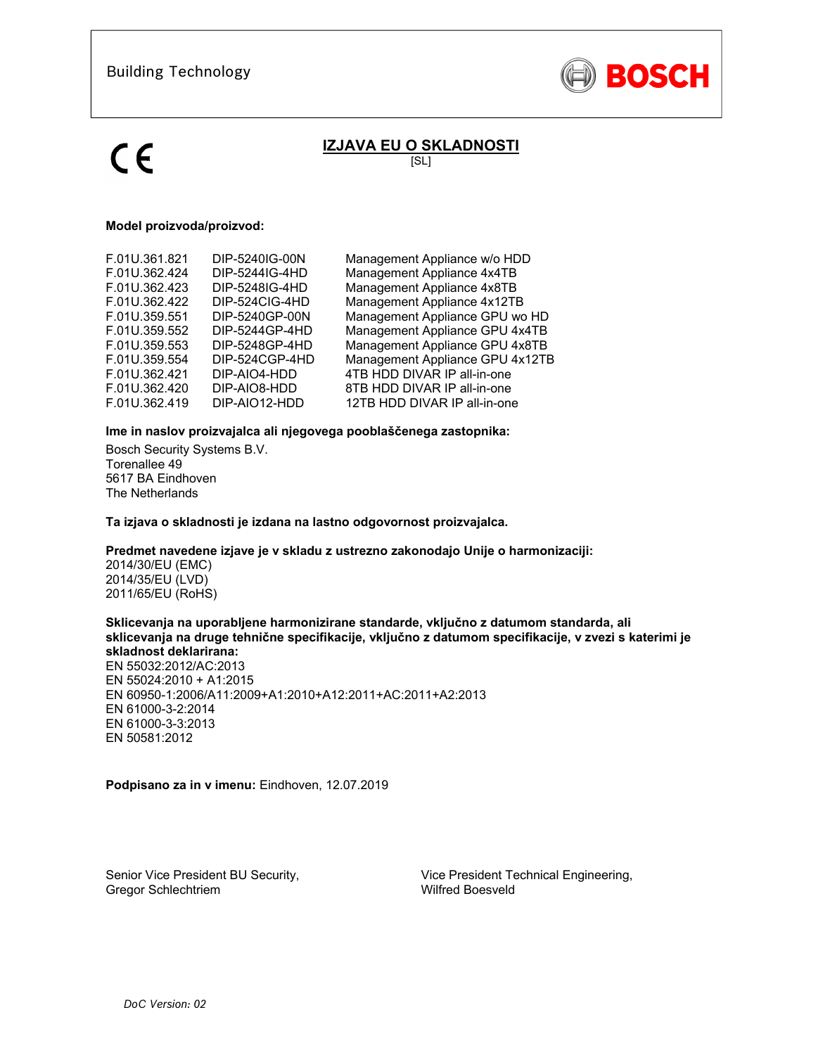Building Technology

BOSCH

CE

# IZJAVA EU O SKLADNOSTI

[SL]

**Model proizvoda/proizvod:**

| | | |
|---|---|---|
| F.01U.361.821 | DIP-5240IG-00N | Management Appliance w/o HDD |
| F.01U.362.424 | DIP-5244IG-4HD | Management Appliance 4x4TB |
| F.01U.362.423 | DIP-5248IG-4HD | Management Appliance 4x8TB |
| F.01U.362.422 | DIP-524CIG-4HD | Management Appliance 4x12TB |
| F.01U.359.551 | DIP-5240GP-00N | Management Appliance GPU wo HD |
| F.01U.359.552 | DIP-5244GP-4HD | Management Appliance GPU 4x4TB |
| F.01U.359.553 | DIP-5248GP-4HD | Management Appliance GPU 4x8TB |
| F.01U.359.554 | DIP-524CGP-4HD | Management Appliance GPU 4x12TB |
| F.01U.362.421 | DIP-AIO4-HDD | 4TB HDD DIVAR IP all-in-one |
| F.01U.362.420 | DIP-AIO8-HDD | 8TB HDD DIVAR IP all-in-one |
| F.01U.362.419 | DIP-AIO12-HDD | 12TB HDD DIVAR IP all-in-one |

**Ime in naslov proizvajalca ali njegovega pooblaščenega zastopnika:**

Bosch Security Systems B.V.
Torenallee 49
5617 BA Eindhoven
The Netherlands

**Ta izjava o skladnosti je izdana na lastno odgovornost proizvajalca.**

**Predmet navedene izjave je v skladu z ustrezno zakonodajo Unije o harmonizaciji:**
2014/30/EU (EMC)
2014/35/EU (LVD)
2011/65/EU (RoHS)

**Sklicevanja na uporabljene harmonizirane standarde, vključno z datumom standarda, ali sklicevanja na druge tehnične specifikacije, vključno z datumom specifikacije, v zvezi s katerimi je skladnost deklarirana:**
EN 55032:2012/AC:2013
EN 55024:2010 + A1:2015
EN 60950-1:2006/A11:2009+A1:2010+A12:2011+AC:2011+A2:2013
EN 61000-3-2:2014
EN 61000-3-3:2013
EN 50581:2012

**Podpisano za in v imenu:** Eindhoven, 12.07.2019

Senior Vice President BU Security,
Gregor Schlechtriem

Vice President Technical Engineering,
Wilfred Boesveld

*DoC Version: 02*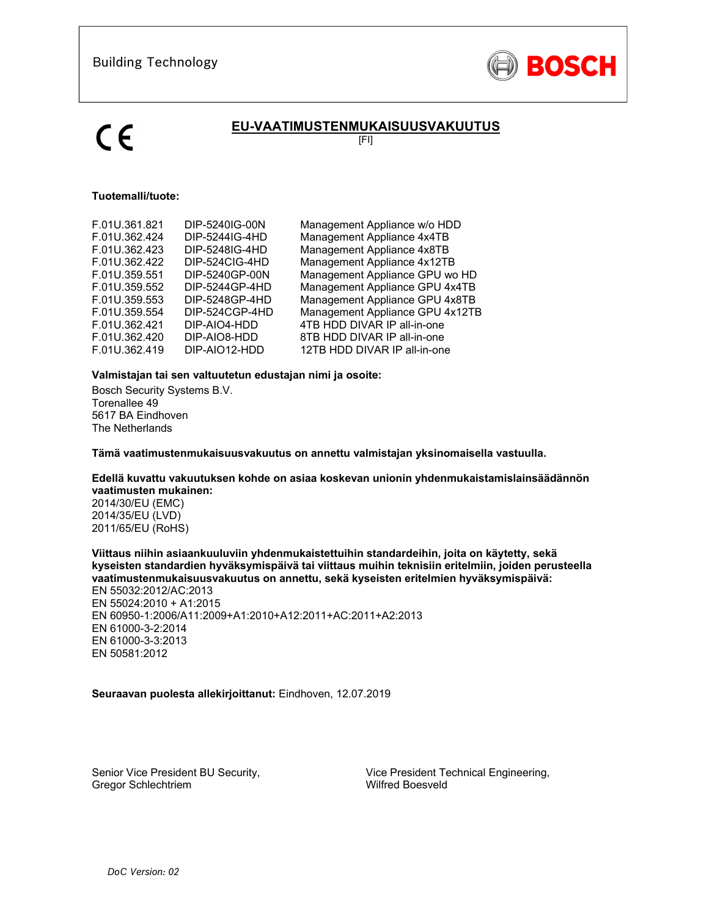Building Technology

BOSCH

CE

# EU-VAATIMUSTENMUKAISUUSVAKUUTUS

[FI]

**Tuotemalli/tuote:**

| | | |
|---|---|---|
| F.01U.361.821 | DIP-5240IG-00N | Management Appliance w/o HDD |
| F.01U.362.424 | DIP-5244IG-4HD | Management Appliance 4x4TB |
| F.01U.362.423 | DIP-5248IG-4HD | Management Appliance 4x8TB |
| F.01U.362.422 | DIP-524CIG-4HD | Management Appliance 4x12TB |
| F.01U.359.551 | DIP-5240GP-00N | Management Appliance GPU wo HD |
| F.01U.359.552 | DIP-5244GP-4HD | Management Appliance GPU 4x4TB |
| F.01U.359.553 | DIP-5248GP-4HD | Management Appliance GPU 4x8TB |
| F.01U.359.554 | DIP-524CGP-4HD | Management Appliance GPU 4x12TB |
| F.01U.362.421 | DIP-AIO4-HDD | 4TB HDD DIVAR IP all-in-one |
| F.01U.362.420 | DIP-AIO8-HDD | 8TB HDD DIVAR IP all-in-one |
| F.01U.362.419 | DIP-AIO12-HDD | 12TB HDD DIVAR IP all-in-one |

**Valmistajan tai sen valtuutetun edustajan nimi ja osoite:**

Bosch Security Systems B.V.
Torenallee 49
5617 BA Eindhoven
The Netherlands

**Tämä vaatimustenmukaisuusvakuutus on annettu valmistajan yksinomaisella vastuulla.**

**Edellä kuvattu vakuutuksen kohde on asiaa koskevan unionin yhdenmukaistamislainsäädännön vaatimusten mukainen:**
2014/30/EU (EMC)
2014/35/EU (LVD)
2011/65/EU (RoHS)

**Viittaus niihin asiaankuuluviin yhdenmukaistettuihin standardeihin, joita on käytetty, sekä kyseisten standardien hyväksymispäivä tai viittaus muihin teknisiin eritelmiin, joiden perusteella vaatimustenmukaisuusvakuutus on annettu, sekä kyseisten eritelmien hyväksymispäivä:**
EN 55032:2012/AC:2013
EN 55024:2010 + A1:2015
EN 60950-1:2006/A11:2009+A1:2010+A12:2011+AC:2011+A2:2013
EN 61000-3-2:2014
EN 61000-3-3:2013
EN 50581:2012

**Seuraavan puolesta allekirjoittanut:** Eindhoven, 12.07.2019

Senior Vice President BU Security,
Gregor Schlechtriem

Vice President Technical Engineering,
Wilfred Boesveld

*DoC Version: 02*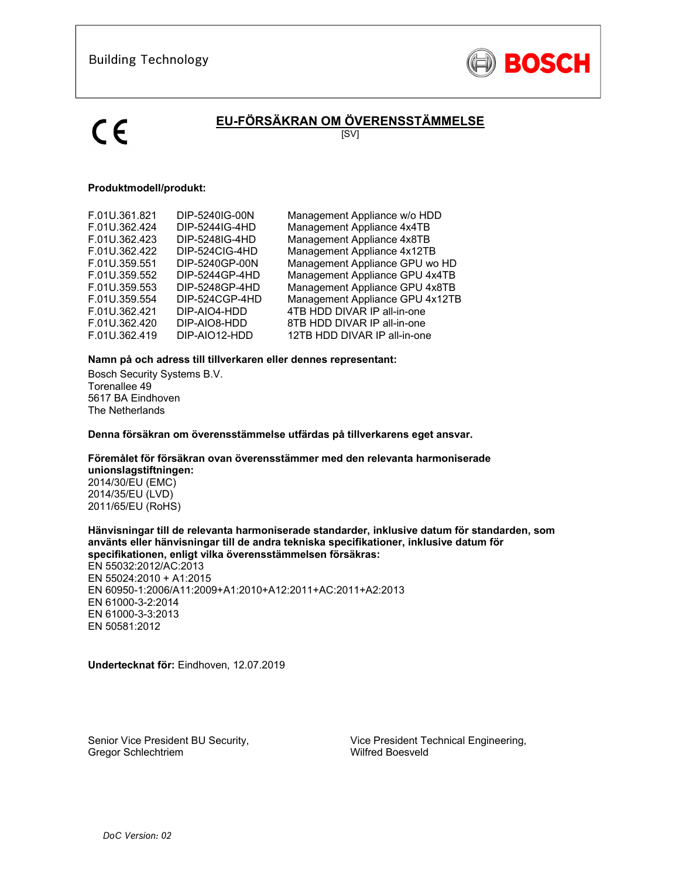Building Technology

BOSCH

CE

# EU-FÖRSÄKRAN OM ÖVERENSSTÄMMELSE

[SV]

**Produktmodell/produkt:**

| | | |
|---|---|---|
| F.01U.361.821 | DIP-5240IG-00N | Management Appliance w/o HDD |
| F.01U.362.424 | DIP-5244IG-4HD | Management Appliance 4x4TB |
| F.01U.362.423 | DIP-5248IG-4HD | Management Appliance 4x8TB |
| F.01U.362.422 | DIP-524CIG-4HD | Management Appliance 4x12TB |
| F.01U.359.551 | DIP-5240GP-00N | Management Appliance GPU wo HD |
| F.01U.359.552 | DIP-5244GP-4HD | Management Appliance GPU 4x4TB |
| F.01U.359.553 | DIP-5248GP-4HD | Management Appliance GPU 4x8TB |
| F.01U.359.554 | DIP-524CGP-4HD | Management Appliance GPU 4x12TB |
| F.01U.362.421 | DIP-AIO4-HDD | 4TB HDD DIVAR IP all-in-one |
| F.01U.362.420 | DIP-AIO8-HDD | 8TB HDD DIVAR IP all-in-one |
| F.01U.362.419 | DIP-AIO12-HDD | 12TB HDD DIVAR IP all-in-one |

**Namn på och adress till tillverkaren eller dennes representant:**

Bosch Security Systems B.V.
Torenallee 49
5617 BA Eindhoven
The Netherlands

**Denna försäkran om överensstämmelse utfärdas på tillverkarens eget ansvar.**

**Föremålet för försäkran ovan överensstämmer med den relevanta harmoniserade unionslagstiftningen:**

2014/30/EU (EMC)
2014/35/EU (LVD)
2011/65/EU (RoHS)

**Hänvisningar till de relevanta harmoniserade standarder, inklusive datum för standarden, som använts eller hänvisningar till de andra tekniska specifikationer, inklusive datum för specifikationen, enligt vilka överensstämmelsen försäkras:**

EN 55032:2012/AC:2013
EN 55024:2010 + A1:2015
EN 60950-1:2006/A11:2009+A1:2010+A12:2011+AC:2011+A2:2013
EN 61000-3-2:2014
EN 61000-3-3:2013
EN 50581:2012

**Undertecknat för:** Eindhoven, 12.07.2019

Senior Vice President BU Security,
Gregor Schlechtriem

Vice President Technical Engineering,
Wilfred Boesveld

*DoC Version: 02*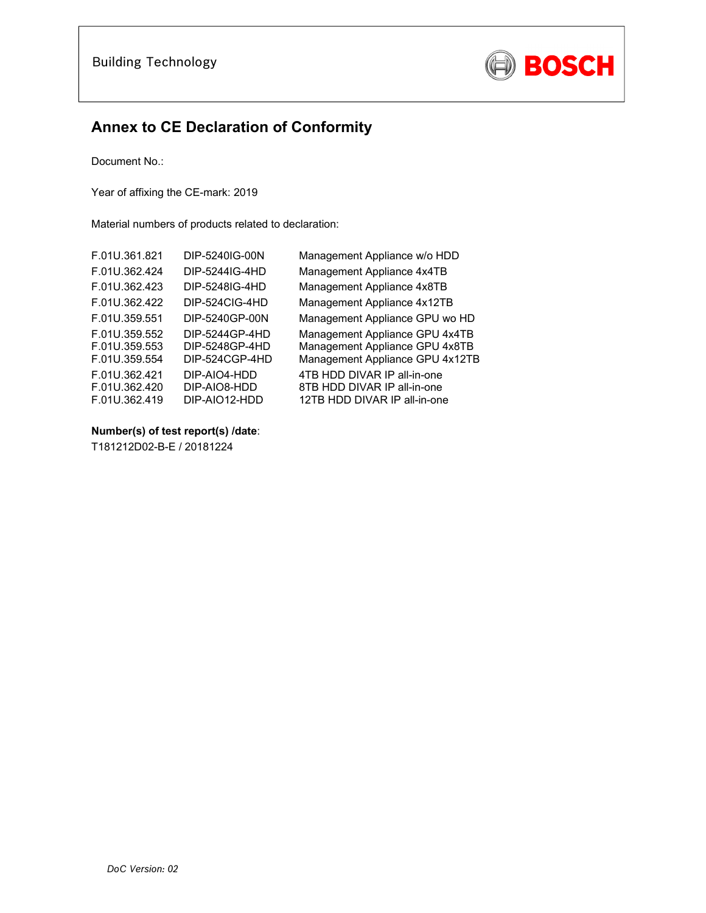Building Technology

BOSCH

## Annex to CE Declaration of Conformity

Document No.:

Year of affixing the CE-mark: 2019

Material numbers of products related to declaration:

| | | |
|---|---|---|
| F.01U.361.821 | DIP-5240IG-00N | Management Appliance w/o HDD |
| F.01U.362.424 | DIP-5244IG-4HD | Management Appliance 4x4TB |
| F.01U.362.423 | DIP-5248IG-4HD | Management Appliance 4x8TB |
| F.01U.362.422 | DIP-524CIG-4HD | Management Appliance 4x12TB |
| F.01U.359.551 | DIP-5240GP-00N | Management Appliance GPU wo HD |
| F.01U.359.552 | DIP-5244GP-4HD | Management Appliance GPU 4x4TB |
| F.01U.359.553 | DIP-5248GP-4HD | Management Appliance GPU 4x8TB |
| F.01U.359.554 | DIP-524CGP-4HD | Management Appliance GPU 4x12TB |
| F.01U.362.421 | DIP-AIO4-HDD | 4TB HDD DIVAR IP all-in-one |
| F.01U.362.420 | DIP-AIO8-HDD | 8TB HDD DIVAR IP all-in-one |
| F.01U.362.419 | DIP-AIO12-HDD | 12TB HDD DIVAR IP all-in-one |

**Number(s) of test report(s) /date**:

T181212D02-B-E / 20181224

*DoC Version: 02*